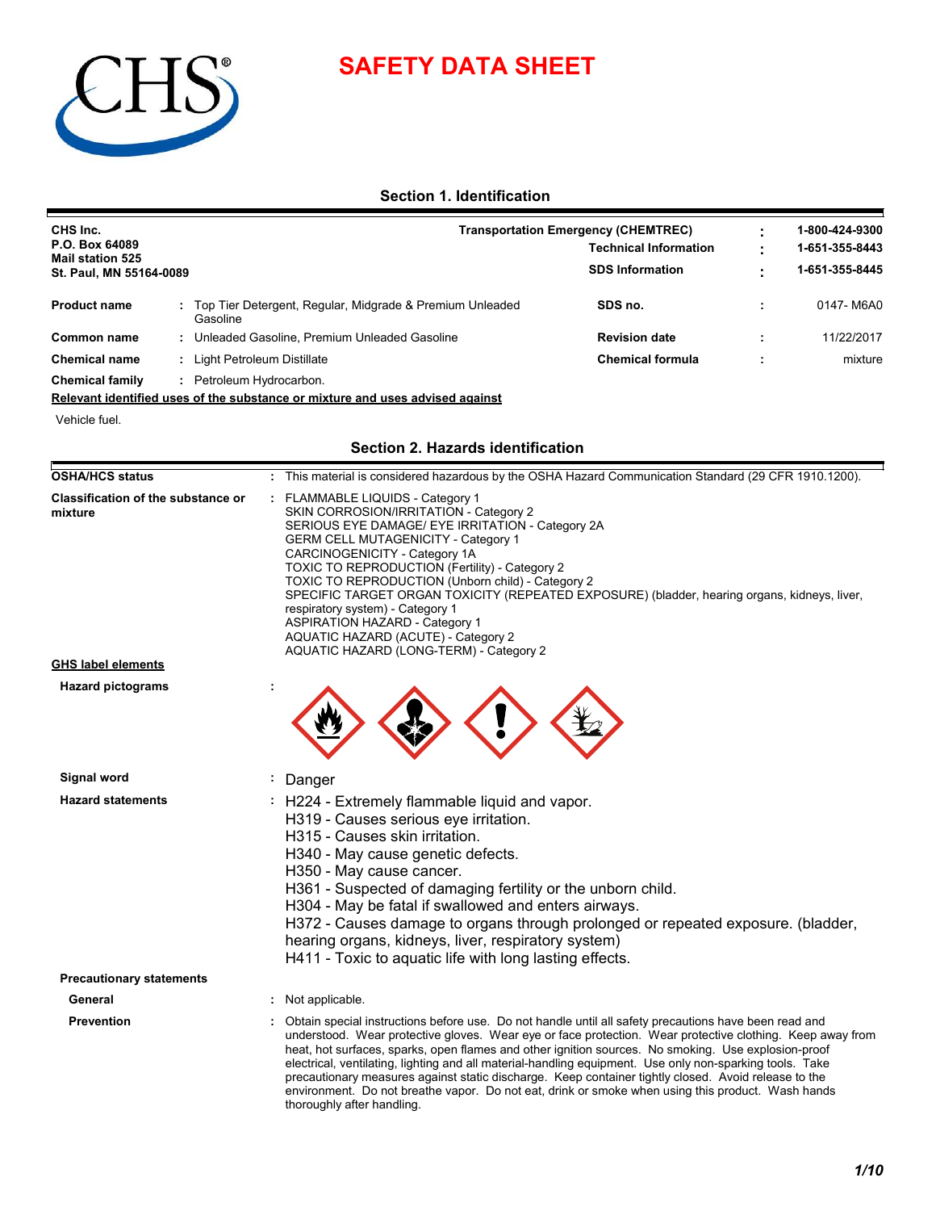# SAFETY DATA SHEET

## Section 1. Identification

**CHS Inc.**
**P.O. Box 64089**
**Mail station 525**
**St. Paul, MN 55164-0089**

| | | |
|---|---|---|
| **Transportation Emergency (CHEMTREC)** | : | 1-800-424-9300 |
| **Technical Information** | : | 1-651-355-8443 |
| **SDS Information** | : | 1-651-355-8445 |

| | | | | | |
|---|---|---|---|---|---|
| **Product name** | : | Top Tier Detergent, Regular, Midgrade & Premium Unleaded Gasoline | **SDS no.** | : | 0147- M6A0 |
| **Common name** | : | Unleaded Gasoline, Premium Unleaded Gasoline | **Revision date** | : | 11/22/2017 |
| **Chemical name** | : | Light Petroleum Distillate | **Chemical formula** | : | mixture |
| **Chemical family** | : | Petroleum Hydrocarbon. | | | |

**Relevant identified uses of the substance or mixture and uses advised against**

Vehicle fuel.

## Section 2. Hazards identification

**OSHA/HCS status** : This material is considered hazardous by the OSHA Hazard Communication Standard (29 CFR 1910.1200).

**Classification of the substance or mixture** :
FLAMMABLE LIQUIDS - Category 1
SKIN CORROSION/IRRITATION - Category 2
SERIOUS EYE DAMAGE/ EYE IRRITATION - Category 2A
GERM CELL MUTAGENICITY - Category 1
CARCINOGENICITY - Category 1A
TOXIC TO REPRODUCTION (Fertility) - Category 2
TOXIC TO REPRODUCTION (Unborn child) - Category 2
SPECIFIC TARGET ORGAN TOXICITY (REPEATED EXPOSURE) (bladder, hearing organs, kidneys, liver, respiratory system) - Category 1
ASPIRATION HAZARD - Category 1
AQUATIC HAZARD (ACUTE) - Category 2
AQUATIC HAZARD (LONG-TERM) - Category 2

**GHS label elements**

**Hazard pictograms** :

**Signal word** : Danger

**Hazard statements** :
H224 - Extremely flammable liquid and vapor.
H319 - Causes serious eye irritation.
H315 - Causes skin irritation.
H340 - May cause genetic defects.
H350 - May cause cancer.
H361 - Suspected of damaging fertility or the unborn child.
H304 - May be fatal if swallowed and enters airways.
H372 - Causes damage to organs through prolonged or repeated exposure. (bladder, hearing organs, kidneys, liver, respiratory system)
H411 - Toxic to aquatic life with long lasting effects.

**Precautionary statements**

**General** : Not applicable.

**Prevention** : Obtain special instructions before use. Do not handle until all safety precautions have been read and understood. Wear protective gloves. Wear eye or face protection. Wear protective clothing. Keep away from heat, hot surfaces, sparks, open flames and other ignition sources. No smoking. Use explosion-proof electrical, ventilating, lighting and all material-handling equipment. Use only non-sparking tools. Take precautionary measures against static discharge. Keep container tightly closed. Avoid release to the environment. Do not breathe vapor. Do not eat, drink or smoke when using this product. Wash hands thoroughly after handling.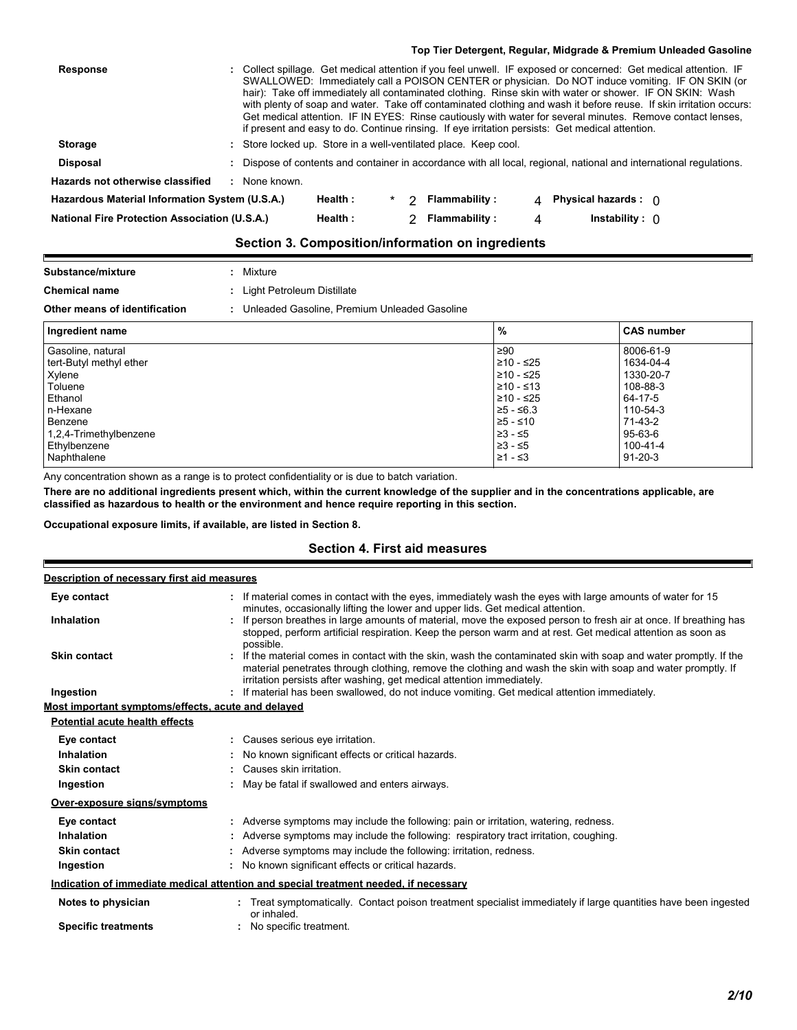| | |
|---|---|
| **Response** | : Collect spillage. Get medical attention if you feel unwell. IF exposed or concerned: Get medical attention. IF SWALLOWED: Immediately call a POISON CENTER or physician. Do NOT induce vomiting. IF ON SKIN (or hair): Take off immediately all contaminated clothing. Rinse skin with water or shower. IF ON SKIN: Wash with plenty of soap and water. Take off contaminated clothing and wash it before reuse. If skin irritation occurs: Get medical attention. IF IN EYES: Rinse cautiously with water for several minutes. Remove contact lenses, if present and easy to do. Continue rinsing. If eye irritation persists: Get medical attention. |
| **Storage** | : Store locked up. Store in a well-ventilated place. Keep cool. |
| **Disposal** | : Dispose of contents and container in accordance with all local, regional, national and international regulations. |
| **Hazards not otherwise classified** | : None known. |

| | | | | | | |
|---|---|---|---|---|---|---|
| **Hazardous Material Information System (U.S.A.)** | **Health :** | * 2 | **Flammability :** | 4 | **Physical hazards :** | 0 |
| **National Fire Protection Association (U.S.A.)** | **Health :** | 2 | **Flammability :** | 4 | **Instability :** | 0 |

## Section 3. Composition/information on ingredients

| | |
|---|---|
| **Substance/mixture** | : Mixture |
| **Chemical name** | : Light Petroleum Distillate |
| **Other means of identification** | : Unleaded Gasoline, Premium Unleaded Gasoline |

| Ingredient name | % | CAS number |
|---|---|---|
| Gasoline, natural | ≥90 | 8006-61-9 |
| tert-Butyl methyl ether | ≥10 - ≤25 | 1634-04-4 |
| Xylene | ≥10 - ≤25 | 1330-20-7 |
| Toluene | ≥10 - ≤13 | 108-88-3 |
| Ethanol | ≥10 - ≤25 | 64-17-5 |
| n-Hexane | ≥5 - ≤6.3 | 110-54-3 |
| Benzene | ≥5 - ≤10 | 71-43-2 |
| 1,2,4-Trimethylbenzene | ≥3 - ≤5 | 95-63-6 |
| Ethylbenzene | ≥3 - ≤5 | 100-41-4 |
| Naphthalene | ≥1 - ≤3 | 91-20-3 |

Any concentration shown as a range is to protect confidentiality or is due to batch variation.

**There are no additional ingredients present which, within the current knowledge of the supplier and in the concentrations applicable, are classified as hazardous to health or the environment and hence require reporting in this section.**

**Occupational exposure limits, if available, are listed in Section 8.**

## Section 4. First aid measures

**Description of necessary first aid measures**

| | |
|---|---|
| **Eye contact** | : If material comes in contact with the eyes, immediately wash the eyes with large amounts of water for 15 minutes, occasionally lifting the lower and upper lids. Get medical attention. |
| **Inhalation** | : If person breathes in large amounts of material, move the exposed person to fresh air at once. If breathing has stopped, perform artificial respiration. Keep the person warm and at rest. Get medical attention as soon as possible. |
| **Skin contact** | : If the material comes in contact with the skin, wash the contaminated skin with soap and water promptly. If the material penetrates through clothing, remove the clothing and wash the skin with soap and water promptly. If irritation persists after washing, get medical attention immediately. |
| **Ingestion** | : If material has been swallowed, do not induce vomiting. Get medical attention immediately. |

**Most important symptoms/effects, acute and delayed**

**Potential acute health effects**

| | |
|---|---|
| **Eye contact** | : Causes serious eye irritation. |
| **Inhalation** | : No known significant effects or critical hazards. |
| **Skin contact** | : Causes skin irritation. |
| **Ingestion** | : May be fatal if swallowed and enters airways. |

**Over-exposure signs/symptoms**

| | |
|---|---|
| **Eye contact** | : Adverse symptoms may include the following: pain or irritation, watering, redness. |
| **Inhalation** | : Adverse symptoms may include the following: respiratory tract irritation, coughing. |
| **Skin contact** | : Adverse symptoms may include the following: irritation, redness. |
| **Ingestion** | : No known significant effects or critical hazards. |

**Indication of immediate medical attention and special treatment needed, if necessary**

| | |
|---|---|
| **Notes to physician** | : Treat symptomatically. Contact poison treatment specialist immediately if large quantities have been ingested or inhaled. |
| **Specific treatments** | : No specific treatment. |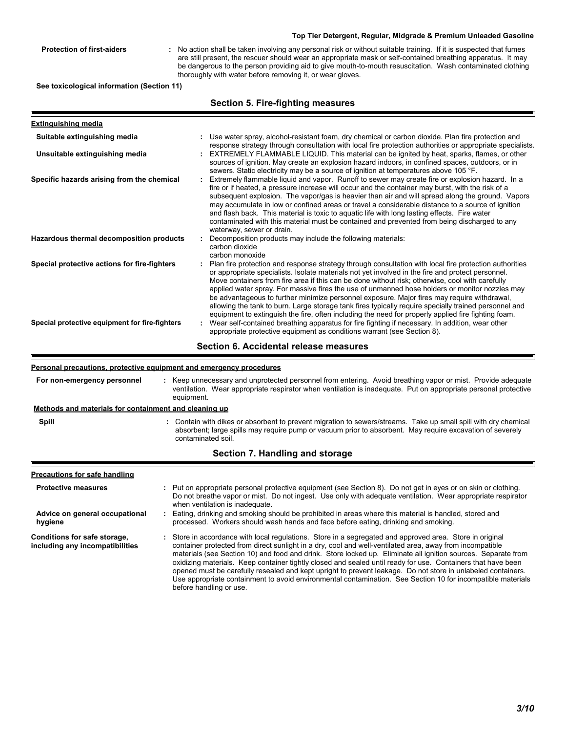**Protection of first-aiders** : No action shall be taken involving any personal risk or without suitable training. If it is suspected that fumes are still present, the rescuer should wear an appropriate mask or self-contained breathing apparatus. It may be dangerous to the person providing aid to give mouth-to-mouth resuscitation. Wash contaminated clothing thoroughly with water before removing it, or wear gloves.

**See toxicological information (Section 11)**

## Section 5. Fire-fighting measures

**Extinguishing media**

**Suitable extinguishing media** : Use water spray, alcohol-resistant foam, dry chemical or carbon dioxide. Plan fire protection and response strategy through consultation with local fire protection authorities or appropriate specialists.

**Unsuitable extinguishing media** : EXTREMELY FLAMMABLE LIQUID. This material can be ignited by heat, sparks, flames, or other sources of ignition. May create an explosion hazard indoors, in confined spaces, outdoors, or in sewers. Static electricity may be a source of ignition at temperatures above 105 °F.

**Specific hazards arising from the chemical** : Extremely flammable liquid and vapor. Runoff to sewer may create fire or explosion hazard. In a fire or if heated, a pressure increase will occur and the container may burst, with the risk of a subsequent explosion. The vapor/gas is heavier than air and will spread along the ground. Vapors may accumulate in low or confined areas or travel a considerable distance to a source of ignition and flash back. This material is toxic to aquatic life with long lasting effects. Fire water contaminated with this material must be contained and prevented from being discharged to any waterway, sewer or drain.

**Hazardous thermal decomposition products** : Decomposition products may include the following materials:
carbon dioxide
carbon monoxide

**Special protective actions for fire-fighters** : Plan fire protection and response strategy through consultation with local fire protection authorities or appropriate specialists. Isolate materials not yet involved in the fire and protect personnel. Move containers from fire area if this can be done without risk; otherwise, cool with carefully applied water spray. For massive fires the use of unmanned hose holders or monitor nozzles may be advantageous to further minimize personnel exposure. Major fires may require withdrawal, allowing the tank to burn. Large storage tank fires typically require specially trained personnel and equipment to extinguish the fire, often including the need for properly applied fire fighting foam.

**Special protective equipment for fire-fighters** : Wear self-contained breathing apparatus for fire fighting if necessary. In addition, wear other appropriate protective equipment as conditions warrant (see Section 8).

## Section 6. Accidental release measures

**Personal precautions, protective equipment and emergency procedures**

**For non-emergency personnel** : Keep unnecessary and unprotected personnel from entering. Avoid breathing vapor or mist. Provide adequate ventilation. Wear appropriate respirator when ventilation is inadequate. Put on appropriate personal protective equipment.

**Methods and materials for containment and cleaning up**

**Spill** : Contain with dikes or absorbent to prevent migration to sewers/streams. Take up small spill with dry chemical absorbent; large spills may require pump or vacuum prior to absorbent. May require excavation of severely contaminated soil.

## Section 7. Handling and storage

**Precautions for safe handling**

**Protective measures** : Put on appropriate personal protective equipment (see Section 8). Do not get in eyes or on skin or clothing. Do not breathe vapor or mist. Do not ingest. Use only with adequate ventilation. Wear appropriate respirator when ventilation is inadequate.

**Advice on general occupational hygiene** : Eating, drinking and smoking should be prohibited in areas where this material is handled, stored and processed. Workers should wash hands and face before eating, drinking and smoking.

**Conditions for safe storage, including any incompatibilities** : Store in accordance with local regulations. Store in a segregated and approved area. Store in original container protected from direct sunlight in a dry, cool and well-ventilated area, away from incompatible materials (see Section 10) and food and drink. Store locked up. Eliminate all ignition sources. Separate from oxidizing materials. Keep container tightly closed and sealed until ready for use. Containers that have been opened must be carefully resealed and kept upright to prevent leakage. Do not store in unlabeled containers. Use appropriate containment to avoid environmental contamination. See Section 10 for incompatible materials before handling or use.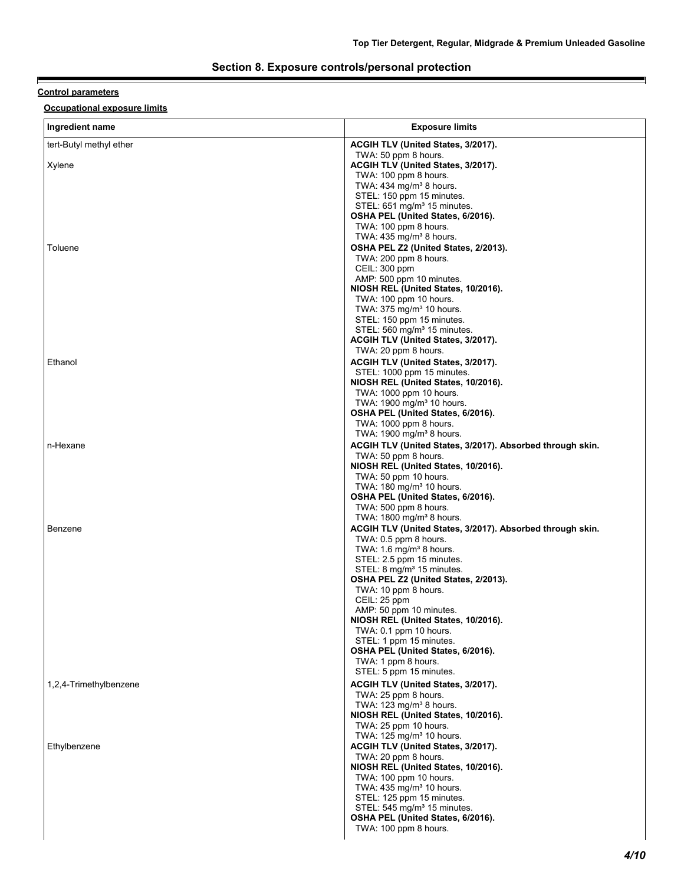## Section 8. Exposure controls/personal protection

**Control parameters**

**Occupational exposure limits**

| Ingredient name | Exposure limits |
| --- | --- |
| tert-Butyl methyl ether | **ACGIH TLV (United States, 3/2017).**<br>TWA: 50 ppm 8 hours. |
| Xylene | **ACGIH TLV (United States, 3/2017).**<br>TWA: 100 ppm 8 hours.<br>TWA: 434 mg/m³ 8 hours.<br>STEL: 150 ppm 15 minutes.<br>STEL: 651 mg/m³ 15 minutes.<br>**OSHA PEL (United States, 6/2016).**<br>TWA: 100 ppm 8 hours.<br>TWA: 435 mg/m³ 8 hours. |
| Toluene | **OSHA PEL Z2 (United States, 2/2013).**<br>TWA: 200 ppm 8 hours.<br>CEIL: 300 ppm<br>AMP: 500 ppm 10 minutes.<br>**NIOSH REL (United States, 10/2016).**<br>TWA: 100 ppm 10 hours.<br>TWA: 375 mg/m³ 10 hours.<br>STEL: 150 ppm 15 minutes.<br>STEL: 560 mg/m³ 15 minutes.<br>**ACGIH TLV (United States, 3/2017).**<br>TWA: 20 ppm 8 hours. |
| Ethanol | **ACGIH TLV (United States, 3/2017).**<br>STEL: 1000 ppm 15 minutes.<br>**NIOSH REL (United States, 10/2016).**<br>TWA: 1000 ppm 10 hours.<br>TWA: 1900 mg/m³ 10 hours.<br>**OSHA PEL (United States, 6/2016).**<br>TWA: 1000 ppm 8 hours.<br>TWA: 1900 mg/m³ 8 hours. |
| n-Hexane | **ACGIH TLV (United States, 3/2017). Absorbed through skin.**<br>TWA: 50 ppm 8 hours.<br>**NIOSH REL (United States, 10/2016).**<br>TWA: 50 ppm 10 hours.<br>TWA: 180 mg/m³ 10 hours.<br>**OSHA PEL (United States, 6/2016).**<br>TWA: 500 ppm 8 hours.<br>TWA: 1800 mg/m³ 8 hours. |
| Benzene | **ACGIH TLV (United States, 3/2017). Absorbed through skin.**<br>TWA: 0.5 ppm 8 hours.<br>TWA: 1.6 mg/m³ 8 hours.<br>STEL: 2.5 ppm 15 minutes.<br>STEL: 8 mg/m³ 15 minutes.<br>**OSHA PEL Z2 (United States, 2/2013).**<br>TWA: 10 ppm 8 hours.<br>CEIL: 25 ppm<br>AMP: 50 ppm 10 minutes.<br>**NIOSH REL (United States, 10/2016).**<br>TWA: 0.1 ppm 10 hours.<br>STEL: 1 ppm 15 minutes.<br>**OSHA PEL (United States, 6/2016).**<br>TWA: 1 ppm 8 hours.<br>STEL: 5 ppm 15 minutes. |
| 1,2,4-Trimethylbenzene | **ACGIH TLV (United States, 3/2017).**<br>TWA: 25 ppm 8 hours.<br>TWA: 123 mg/m³ 8 hours.<br>**NIOSH REL (United States, 10/2016).**<br>TWA: 25 ppm 10 hours.<br>TWA: 125 mg/m³ 10 hours. |
| Ethylbenzene | **ACGIH TLV (United States, 3/2017).**<br>TWA: 20 ppm 8 hours.<br>**NIOSH REL (United States, 10/2016).**<br>TWA: 100 ppm 10 hours.<br>TWA: 435 mg/m³ 10 hours.<br>STEL: 125 ppm 15 minutes.<br>STEL: 545 mg/m³ 15 minutes.<br>**OSHA PEL (United States, 6/2016).**<br>TWA: 100 ppm 8 hours. |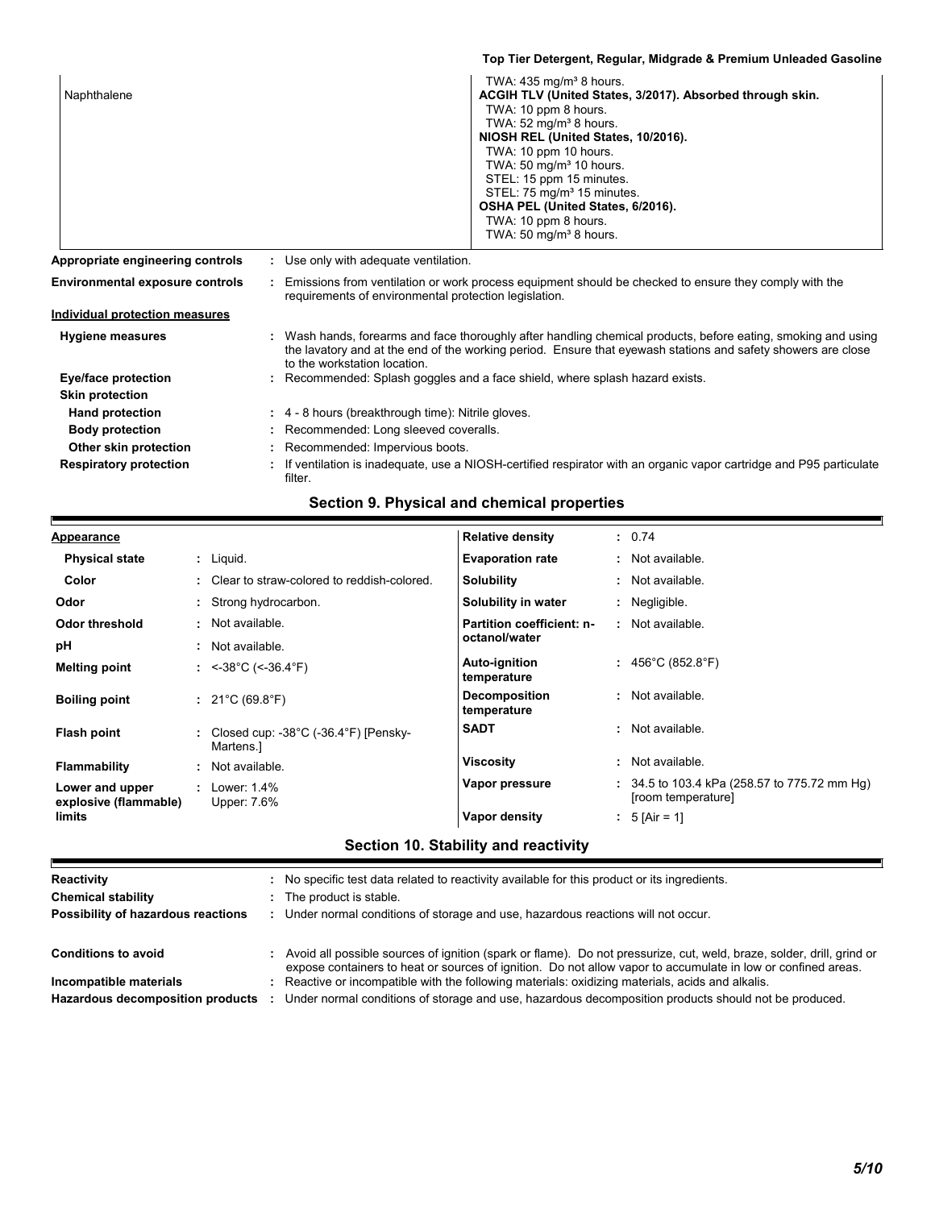| | |
|---|---|
| Naphthalene | TWA: 435 mg/m³ 8 hours.<br>**ACGIH TLV (United States, 3/2017). Absorbed through skin.**<br>TWA: 10 ppm 8 hours.<br>TWA: 52 mg/m³ 8 hours.<br>**NIOSH REL (United States, 10/2016).**<br>TWA: 10 ppm 10 hours.<br>TWA: 50 mg/m³ 10 hours.<br>STEL: 15 ppm 15 minutes.<br>STEL: 75 mg/m³ 15 minutes.<br>**OSHA PEL (United States, 6/2016).**<br>TWA: 10 ppm 8 hours.<br>TWA: 50 mg/m³ 8 hours. |

**Appropriate engineering controls** : Use only with adequate ventilation.

**Environmental exposure controls** : Emissions from ventilation or work process equipment should be checked to ensure they comply with the requirements of environmental protection legislation.

**Individual protection measures**

**Hygiene measures** : Wash hands, forearms and face thoroughly after handling chemical products, before eating, smoking and using the lavatory and at the end of the working period. Ensure that eyewash stations and safety showers are close to the workstation location.

**Eye/face protection** : Recommended: Splash goggles and a face shield, where splash hazard exists.

**Skin protection**

**Hand protection** : 4 - 8 hours (breakthrough time): Nitrile gloves.

**Body protection** : Recommended: Long sleeved coveralls.

**Other skin protection** : Recommended: Impervious boots.

**Respiratory protection** : If ventilation is inadequate, use a NIOSH-certified respirator with an organic vapor cartridge and P95 particulate filter.

## Section 9. Physical and chemical properties

**Appearance**

**Physical state** : Liquid.

**Color** : Clear to straw-colored to reddish-colored.

**Odor** : Strong hydrocarbon.

**Odor threshold** : Not available.

**pH** : Not available.

**Melting point** : <-38°C (<-36.4°F)

**Boiling point** : 21°C (69.8°F)

**Flash point** : Closed cup: -38°C (-36.4°F) [Pensky-Martens.]

**Flammability** : Not available.

**Lower and upper explosive (flammable) limits** : Lower: 1.4% Upper: 7.6%

**Relative density** : 0.74

**Evaporation rate** : Not available.

**Solubility** : Not available.

**Solubility in water** : Negligible.

**Partition coefficient: n-octanol/water** : Not available.

**Auto-ignition temperature** : 456°C (852.8°F)

**Decomposition temperature** : Not available.

**SADT** : Not available.

**Viscosity** : Not available.

**Vapor pressure** : 34.5 to 103.4 kPa (258.57 to 775.72 mm Hg) [room temperature]

**Vapor density** : 5 [Air = 1]

## Section 10. Stability and reactivity

**Reactivity** : No specific test data related to reactivity available for this product or its ingredients.

**Chemical stability** : The product is stable.

**Possibility of hazardous reactions** : Under normal conditions of storage and use, hazardous reactions will not occur.

**Conditions to avoid** : Avoid all possible sources of ignition (spark or flame). Do not pressurize, cut, weld, braze, solder, drill, grind or expose containers to heat or sources of ignition. Do not allow vapor to accumulate in low or confined areas.

**Incompatible materials** : Reactive or incompatible with the following materials: oxidizing materials, acids and alkalis.

**Hazardous decomposition products** : Under normal conditions of storage and use, hazardous decomposition products should not be produced.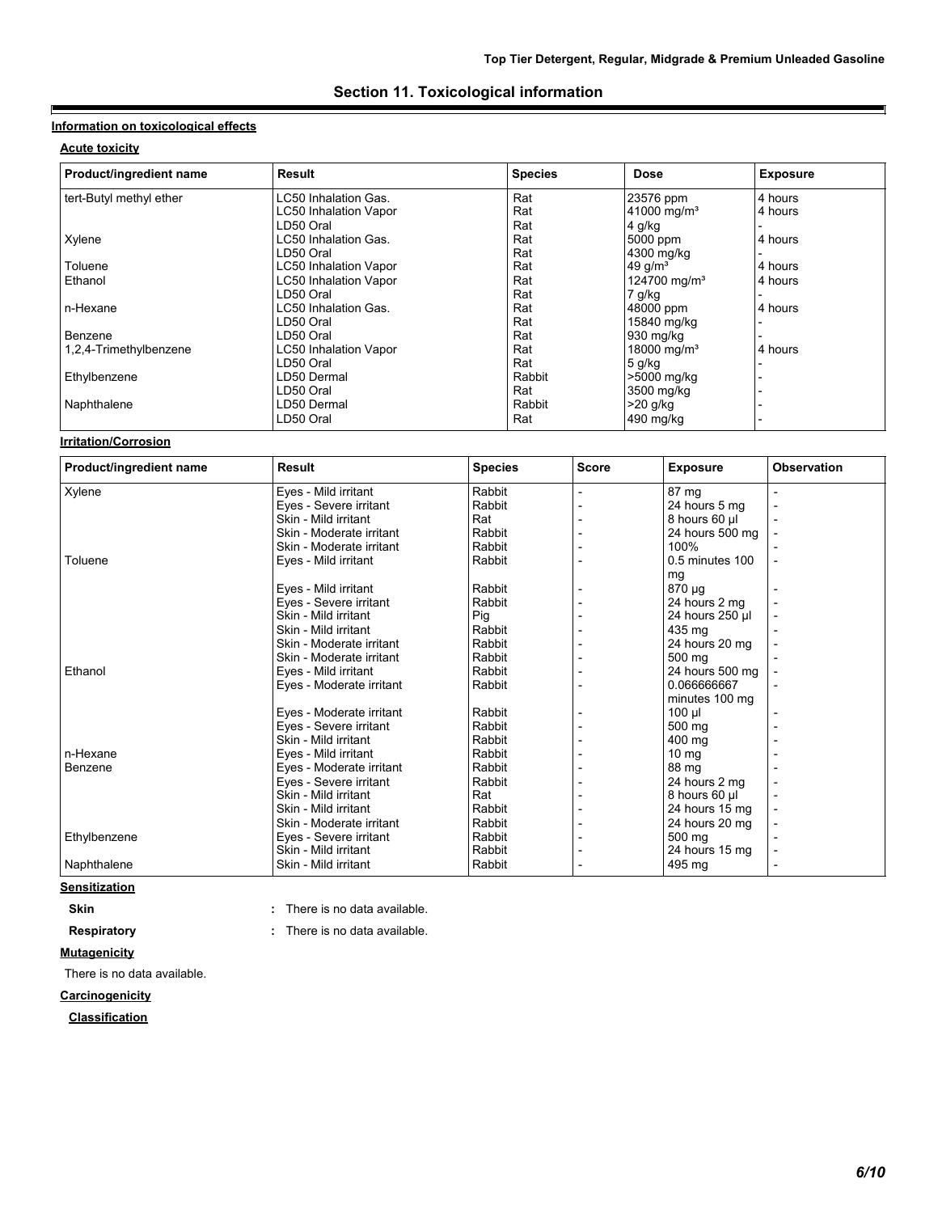## Section 11. Toxicological information

**Information on toxicological effects**

**Acute toxicity**

| Product/ingredient name | Result | Species | Dose | Exposure |
|---|---|---|---|---|
| tert-Butyl methyl ether | LC50 Inhalation Gas. | Rat | 23576 ppm | 4 hours |
| | LC50 Inhalation Vapor | Rat | 41000 mg/m³ | 4 hours |
| | LD50 Oral | Rat | 4 g/kg | - |
| Xylene | LC50 Inhalation Gas. | Rat | 5000 ppm | 4 hours |
| | LD50 Oral | Rat | 4300 mg/kg | - |
| Toluene | LC50 Inhalation Vapor | Rat | 49 g/m³ | 4 hours |
| Ethanol | LC50 Inhalation Vapor | Rat | 124700 mg/m³ | 4 hours |
| | LD50 Oral | Rat | 7 g/kg | - |
| n-Hexane | LC50 Inhalation Gas. | Rat | 48000 ppm | 4 hours |
| | LD50 Oral | Rat | 15840 mg/kg | - |
| Benzene | LD50 Oral | Rat | 930 mg/kg | - |
| 1,2,4-Trimethylbenzene | LC50 Inhalation Vapor | Rat | 18000 mg/m³ | 4 hours |
| | LD50 Oral | Rat | 5 g/kg | - |
| Ethylbenzene | LD50 Dermal | Rabbit | >5000 mg/kg | - |
| | LD50 Oral | Rat | 3500 mg/kg | - |
| Naphthalene | LD50 Dermal | Rabbit | >20 g/kg | - |
| | LD50 Oral | Rat | 490 mg/kg | - |

**Irritation/Corrosion**

| Product/ingredient name | Result | Species | Score | Exposure | Observation |
|---|---|---|---|---|---|
| Xylene | Eyes - Mild irritant | Rabbit | - | 87 mg | - |
| | Eyes - Severe irritant | Rabbit | - | 24 hours 5 mg | - |
| | Skin - Mild irritant | Rat | - | 8 hours 60 µl | - |
| | Skin - Moderate irritant | Rabbit | - | 24 hours 500 mg | - |
| | Skin - Moderate irritant | Rabbit | - | 100% | - |
| Toluene | Eyes - Mild irritant | Rabbit | - | 0.5 minutes 100 mg | - |
| | Eyes - Mild irritant | Rabbit | - | 870 µg | - |
| | Eyes - Severe irritant | Rabbit | - | 24 hours 2 mg | - |
| | Skin - Mild irritant | Pig | - | 24 hours 250 µl | - |
| | Skin - Mild irritant | Rabbit | - | 435 mg | - |
| | Skin - Moderate irritant | Rabbit | - | 24 hours 20 mg | - |
| | Skin - Moderate irritant | Rabbit | - | 500 mg | - |
| Ethanol | Eyes - Mild irritant | Rabbit | - | 24 hours 500 mg | - |
| | Eyes - Moderate irritant | Rabbit | - | 0.066666667 minutes 100 mg | - |
| | Eyes - Moderate irritant | Rabbit | - | 100 µl | - |
| | Eyes - Severe irritant | Rabbit | - | 500 mg | - |
| | Skin - Mild irritant | Rabbit | - | 400 mg | - |
| n-Hexane | Eyes - Mild irritant | Rabbit | - | 10 mg | - |
| Benzene | Eyes - Moderate irritant | Rabbit | - | 88 mg | - |
| | Eyes - Severe irritant | Rabbit | - | 24 hours 2 mg | - |
| | Skin - Mild irritant | Rat | - | 8 hours 60 µl | - |
| | Skin - Mild irritant | Rabbit | - | 24 hours 15 mg | - |
| | Skin - Moderate irritant | Rabbit | - | 24 hours 20 mg | - |
| Ethylbenzene | Eyes - Severe irritant | Rabbit | - | 500 mg | - |
| | Skin - Mild irritant | Rabbit | - | 24 hours 15 mg | - |
| Naphthalene | Skin - Mild irritant | Rabbit | - | 495 mg | - |

**Sensitization**

**Skin** : There is no data available.

**Respiratory** : There is no data available.

**Mutagenicity**

There is no data available.

**Carcinogenicity**

**Classification**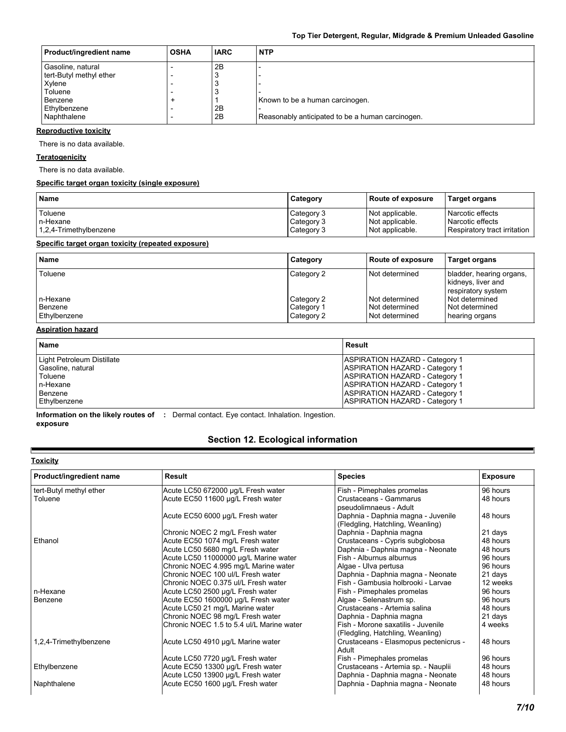| Product/ingredient name | OSHA | IARC | NTP |
| --- | --- | --- | --- |
| Gasoline, natural | - | 2B | - |
| tert-Butyl methyl ether | - | 3 | - |
| Xylene | - | 3 | - |
| Toluene | - | 3 | - |
| Benzene | + | 1 | Known to be a human carcinogen. |
| Ethylbenzene | - | 2B | - |
| Naphthalene | - | 2B | Reasonably anticipated to be a human carcinogen. |

**Reproductive toxicity**

There is no data available.

**Teratogenicity**

There is no data available.

**Specific target organ toxicity (single exposure)**

| Name | Category | Route of exposure | Target organs |
| --- | --- | --- | --- |
| Toluene | Category 3 | Not applicable. | Narcotic effects |
| n-Hexane | Category 3 | Not applicable. | Narcotic effects |
| 1,2,4-Trimethylbenzene | Category 3 | Not applicable. | Respiratory tract irritation |

**Specific target organ toxicity (repeated exposure)**

| Name | Category | Route of exposure | Target organs |
| --- | --- | --- | --- |
| Toluene | Category 2 | Not determined | bladder, hearing organs, kidneys, liver and respiratory system |
| n-Hexane | Category 2 | Not determined | Not determined |
| Benzene | Category 1 | Not determined | Not determined |
| Ethylbenzene | Category 2 | Not determined | hearing organs |

**Aspiration hazard**

| Name | Result |
| --- | --- |
| Light Petroleum Distillate | ASPIRATION HAZARD - Category 1 |
| Gasoline, natural | ASPIRATION HAZARD - Category 1 |
| Toluene | ASPIRATION HAZARD - Category 1 |
| n-Hexane | ASPIRATION HAZARD - Category 1 |
| Benzene | ASPIRATION HAZARD - Category 1 |
| Ethylbenzene | ASPIRATION HAZARD - Category 1 |

**Information on the likely routes of exposure** : Dermal contact. Eye contact. Inhalation. Ingestion.

## Section 12. Ecological information

**Toxicity**

| Product/ingredient name | Result | Species | Exposure |
| --- | --- | --- | --- |
| tert-Butyl methyl ether | Acute LC50 672000 µg/L Fresh water | Fish - Pimephales promelas | 96 hours |
| Toluene | Acute EC50 11600 µg/L Fresh water | Crustaceans - Gammarus pseudolimnaeus - Adult | 48 hours |
| | Acute EC50 6000 µg/L Fresh water | Daphnia - Daphnia magna - Juvenile (Fledgling, Hatchling, Weanling) | 48 hours |
| | Chronic NOEC 2 mg/L Fresh water | Daphnia - Daphnia magna | 21 days |
| Ethanol | Acute EC50 1074 mg/L Fresh water | Crustaceans - Cypris subglobosa | 48 hours |
| | Acute LC50 5680 mg/L Fresh water | Daphnia - Daphnia magna - Neonate | 48 hours |
| | Acute LC50 11000000 µg/L Marine water | Fish - Alburnus alburnus | 96 hours |
| | Chronic NOEC 4.995 mg/L Marine water | Algae - Ulva pertusa | 96 hours |
| | Chronic NOEC 100 ul/L Fresh water | Daphnia - Daphnia magna - Neonate | 21 days |
| | Chronic NOEC 0.375 ul/L Fresh water | Fish - Gambusia holbrooki - Larvae | 12 weeks |
| n-Hexane | Acute LC50 2500 µg/L Fresh water | Fish - Pimephales promelas | 96 hours |
| Benzene | Acute EC50 1600000 µg/L Fresh water | Algae - Selenastrum sp. | 96 hours |
| | Acute LC50 21 mg/L Marine water | Crustaceans - Artemia salina | 48 hours |
| | Chronic NOEC 98 mg/L Fresh water | Daphnia - Daphnia magna | 21 days |
| | Chronic NOEC 1.5 to 5.4 ul/L Marine water | Fish - Morone saxatilis - Juvenile (Fledgling, Hatchling, Weanling) | 4 weeks |
| 1,2,4-Trimethylbenzene | Acute LC50 4910 µg/L Marine water | Crustaceans - Elasmopus pectenicrus - Adult | 48 hours |
| | Acute LC50 7720 µg/L Fresh water | Fish - Pimephales promelas | 96 hours |
| Ethylbenzene | Acute EC50 13300 µg/L Fresh water | Crustaceans - Artemia sp. - Nauplii | 48 hours |
| | Acute LC50 13900 µg/L Fresh water | Daphnia - Daphnia magna - Neonate | 48 hours |
| Naphthalene | Acute EC50 1600 µg/L Fresh water | Daphnia - Daphnia magna - Neonate | 48 hours |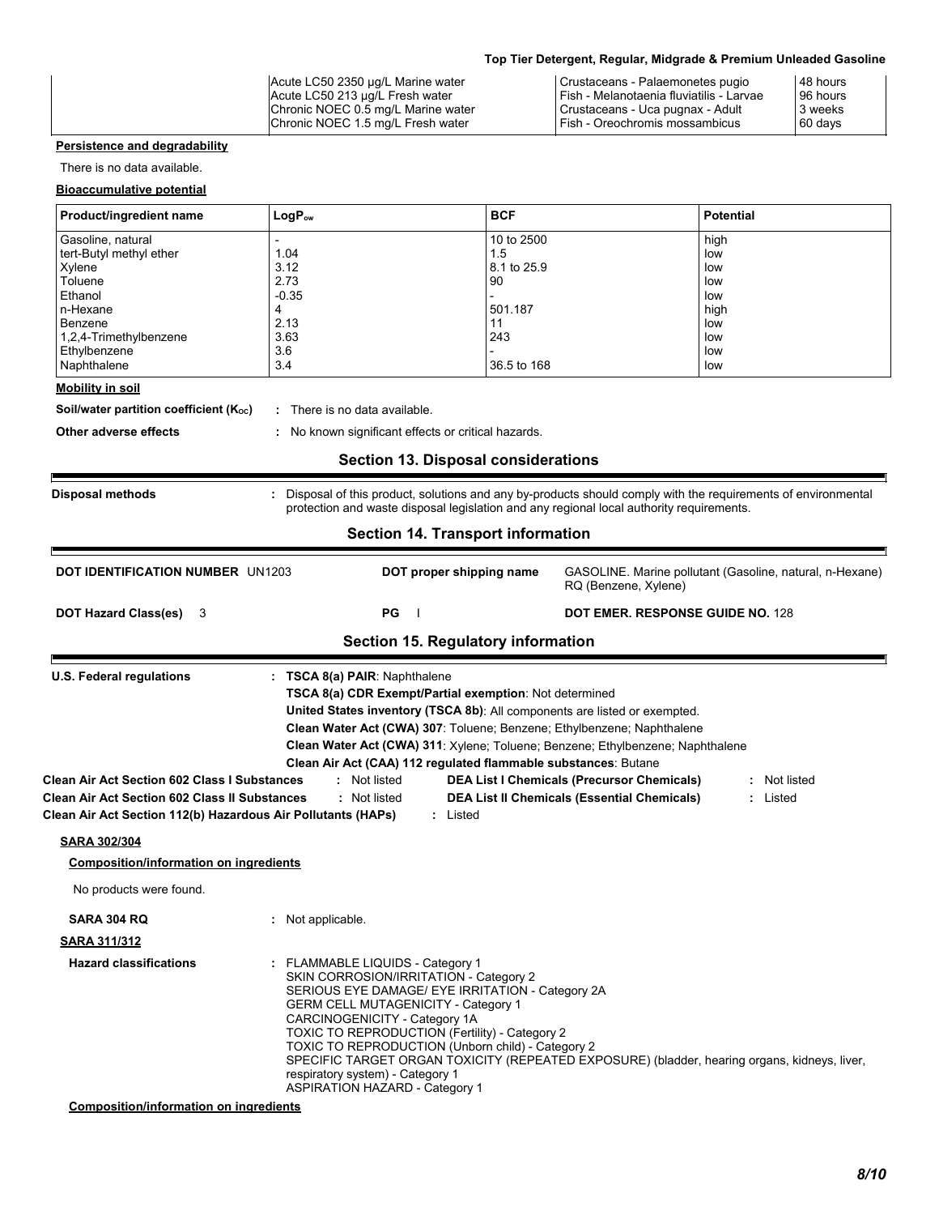| | Acute LC50 2350 µg/L Marine water | Crustaceans - Palaemonetes pugio | 48 hours |
|---|---|---|---|
| | Acute LC50 213 µg/L Fresh water | Fish - Melanotaenia fluviatilis - Larvae | 96 hours |
| | Chronic NOEC 0.5 mg/L Marine water | Crustaceans - Uca pugnax - Adult | 3 weeks |
| | Chronic NOEC 1.5 mg/L Fresh water | Fish - Oreochromis mossambicus | 60 days |

**Persistence and degradability**

There is no data available.

**Bioaccumulative potential**

| Product/ingredient name | $LogP_{ow}$ | BCF | Potential |
|---|---|---|---|
| Gasoline, natural | - | 10 to 2500 | high |
| tert-Butyl methyl ether | 1.04 | 1.5 | low |
| Xylene | 3.12 | 8.1 to 25.9 | low |
| Toluene | 2.73 | 90 | low |
| Ethanol | -0.35 | - | low |
| n-Hexane | 4 | 501.187 | high |
| Benzene | 2.13 | 11 | low |
| 1,2,4-Trimethylbenzene | 3.63 | 243 | low |
| Ethylbenzene | 3.6 | - | low |
| Naphthalene | 3.4 | 36.5 to 168 | low |

**Mobility in soil**

**Soil/water partition coefficient ($K_{oc}$)** : There is no data available.

**Other adverse effects** : No known significant effects or critical hazards.

## Section 13. Disposal considerations

**Disposal methods** : Disposal of this product, solutions and any by-products should comply with the requirements of environmental protection and waste disposal legislation and any regional local authority requirements.

## Section 14. Transport information

**DOT IDENTIFICATION NUMBER** UN1203

**DOT proper shipping name** GASOLINE. Marine pollutant (Gasoline, natural, n-Hexane) RQ (Benzene, Xylene)

**DOT Hazard Class(es)** 3

**PG** I

**DOT EMER. RESPONSE GUIDE NO.** 128

## Section 15. Regulatory information

**U.S. Federal regulations** : **TSCA 8(a) PAIR**: Naphthalene
**TSCA 8(a) CDR Exempt/Partial exemption**: Not determined
**United States inventory (TSCA 8b)**: All components are listed or exempted.
**Clean Water Act (CWA) 307**: Toluene; Benzene; Ethylbenzene; Naphthalene
**Clean Water Act (CWA) 311**: Xylene; Toluene; Benzene; Ethylbenzene; Naphthalene
**Clean Air Act (CAA) 112 regulated flammable substances**: Butane

**Clean Air Act Section 602 Class I Substances** : Not listed

**DEA List I Chemicals (Precursor Chemicals)** : Not listed

**Clean Air Act Section 602 Class II Substances** : Not listed

**DEA List II Chemicals (Essential Chemicals)** : Listed

**Clean Air Act Section 112(b) Hazardous Air Pollutants (HAPs)** : Listed

**SARA 302/304**

**Composition/information on ingredients**

No products were found.

**SARA 304 RQ** : Not applicable.

**SARA 311/312**

**Hazard classifications** : FLAMMABLE LIQUIDS - Category 1
SKIN CORROSION/IRRITATION - Category 2
SERIOUS EYE DAMAGE/ EYE IRRITATION - Category 2A
GERM CELL MUTAGENICITY - Category 1
CARCINOGENICITY - Category 1A
TOXIC TO REPRODUCTION (Fertility) - Category 2
TOXIC TO REPRODUCTION (Unborn child) - Category 2
SPECIFIC TARGET ORGAN TOXICITY (REPEATED EXPOSURE) (bladder, hearing organs, kidneys, liver, respiratory system) - Category 1
ASPIRATION HAZARD - Category 1

**Composition/information on ingredients**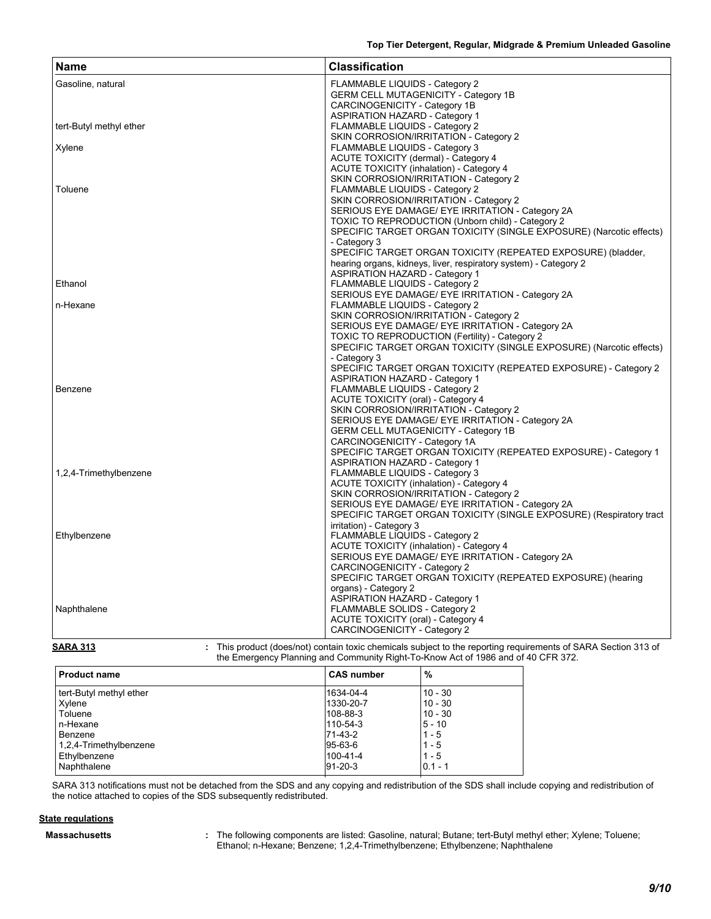| Name | Classification |
| --- | --- |
| Gasoline, natural | FLAMMABLE LIQUIDS - Category 2<br>GERM CELL MUTAGENICITY - Category 1B<br>CARCINOGENICITY - Category 1B<br>ASPIRATION HAZARD - Category 1 |
| tert-Butyl methyl ether | FLAMMABLE LIQUIDS - Category 2<br>SKIN CORROSION/IRRITATION - Category 2 |
| Xylene | FLAMMABLE LIQUIDS - Category 3<br>ACUTE TOXICITY (dermal) - Category 4<br>ACUTE TOXICITY (inhalation) - Category 4<br>SKIN CORROSION/IRRITATION - Category 2 |
| Toluene | FLAMMABLE LIQUIDS - Category 2<br>SKIN CORROSION/IRRITATION - Category 2<br>SERIOUS EYE DAMAGE/ EYE IRRITATION - Category 2A<br>TOXIC TO REPRODUCTION (Unborn child) - Category 2<br>SPECIFIC TARGET ORGAN TOXICITY (SINGLE EXPOSURE) (Narcotic effects) - Category 3<br>SPECIFIC TARGET ORGAN TOXICITY (REPEATED EXPOSURE) (bladder, hearing organs, kidneys, liver, respiratory system) - Category 2<br>ASPIRATION HAZARD - Category 1 |
| Ethanol | FLAMMABLE LIQUIDS - Category 2<br>SERIOUS EYE DAMAGE/ EYE IRRITATION - Category 2A |
| n-Hexane | FLAMMABLE LIQUIDS - Category 2<br>SKIN CORROSION/IRRITATION - Category 2<br>SERIOUS EYE DAMAGE/ EYE IRRITATION - Category 2A<br>TOXIC TO REPRODUCTION (Fertility) - Category 2<br>SPECIFIC TARGET ORGAN TOXICITY (SINGLE EXPOSURE) (Narcotic effects) - Category 3<br>SPECIFIC TARGET ORGAN TOXICITY (REPEATED EXPOSURE) - Category 2<br>ASPIRATION HAZARD - Category 1 |
| Benzene | FLAMMABLE LIQUIDS - Category 2<br>ACUTE TOXICITY (oral) - Category 4<br>SKIN CORROSION/IRRITATION - Category 2<br>SERIOUS EYE DAMAGE/ EYE IRRITATION - Category 2A<br>GERM CELL MUTAGENICITY - Category 1B<br>CARCINOGENICITY - Category 1A<br>SPECIFIC TARGET ORGAN TOXICITY (REPEATED EXPOSURE) - Category 1<br>ASPIRATION HAZARD - Category 1 |
| 1,2,4-Trimethylbenzene | FLAMMABLE LIQUIDS - Category 3<br>ACUTE TOXICITY (inhalation) - Category 4<br>SKIN CORROSION/IRRITATION - Category 2<br>SERIOUS EYE DAMAGE/ EYE IRRITATION - Category 2A<br>SPECIFIC TARGET ORGAN TOXICITY (SINGLE EXPOSURE) (Respiratory tract irritation) - Category 3 |
| Ethylbenzene | FLAMMABLE LIQUIDS - Category 2<br>ACUTE TOXICITY (inhalation) - Category 4<br>SERIOUS EYE DAMAGE/ EYE IRRITATION - Category 2A<br>CARCINOGENICITY - Category 2<br>SPECIFIC TARGET ORGAN TOXICITY (REPEATED EXPOSURE) (hearing organs) - Category 2<br>ASPIRATION HAZARD - Category 1 |
| Naphthalene | FLAMMABLE SOLIDS - Category 2<br>ACUTE TOXICITY (oral) - Category 4<br>CARCINOGENICITY - Category 2 |

**SARA 313** : This product (does/not) contain toxic chemicals subject to the reporting requirements of SARA Section 313 of the Emergency Planning and Community Right-To-Know Act of 1986 and of 40 CFR 372.

| Product name | CAS number | % |
| --- | --- | --- |
| tert-Butyl methyl ether | 1634-04-4 | 10 - 30 |
| Xylene | 1330-20-7 | 10 - 30 |
| Toluene | 108-88-3 | 10 - 30 |
| n-Hexane | 110-54-3 | 5 - 10 |
| Benzene | 71-43-2 | 1 - 5 |
| 1,2,4-Trimethylbenzene | 95-63-6 | 1 - 5 |
| Ethylbenzene | 100-41-4 | 1 - 5 |
| Naphthalene | 91-20-3 | 0.1 - 1 |

SARA 313 notifications must not be detached from the SDS and any copying and redistribution of the SDS shall include copying and redistribution of the notice attached to copies of the SDS subsequently redistributed.

**State regulations**

**Massachusetts** : The following components are listed: Gasoline, natural; Butane; tert-Butyl methyl ether; Xylene; Toluene; Ethanol; n-Hexane; Benzene; 1,2,4-Trimethylbenzene; Ethylbenzene; Naphthalene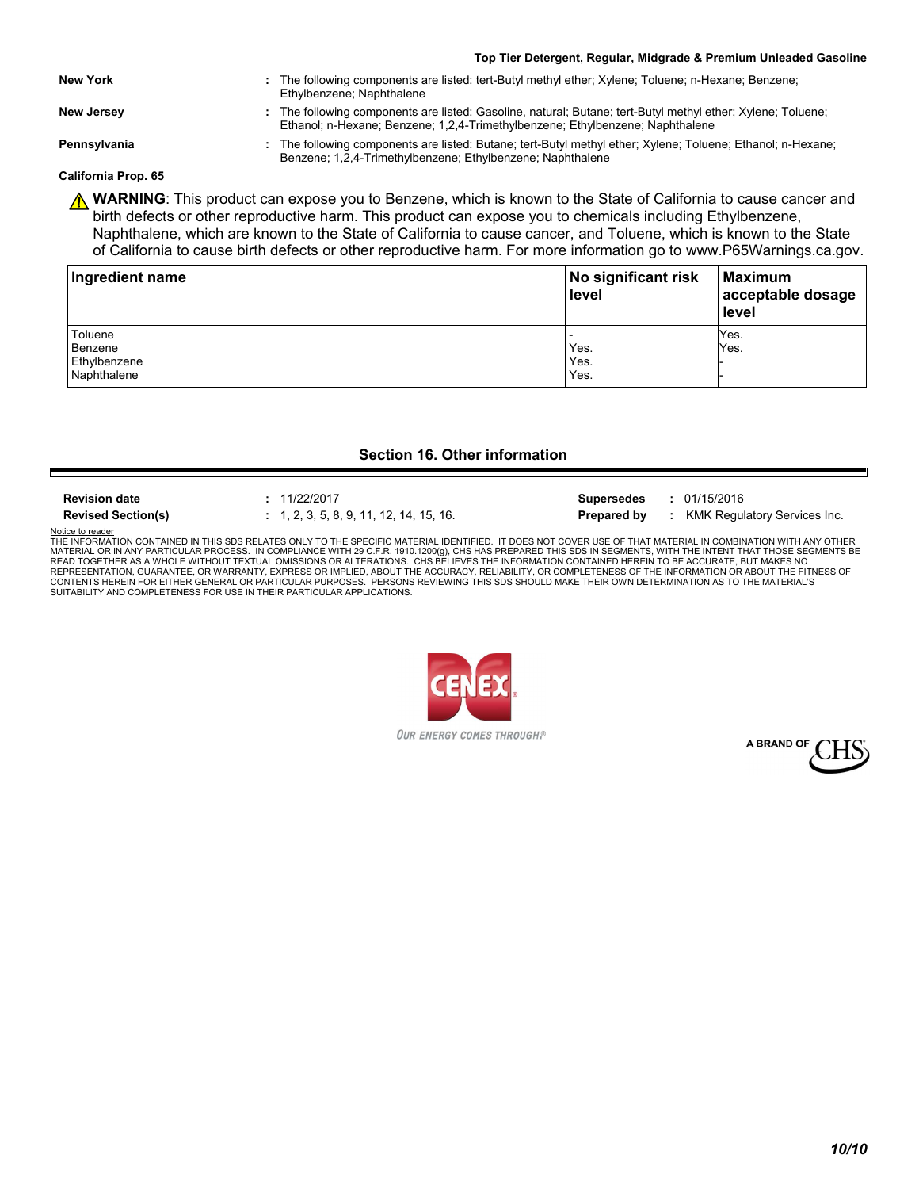**New York** : The following components are listed: tert-Butyl methyl ether; Xylene; Toluene; n-Hexane; Benzene; Ethylbenzene; Naphthalene

**New Jersey** : The following components are listed: Gasoline, natural; Butane; tert-Butyl methyl ether; Xylene; Toluene; Ethanol; n-Hexane; Benzene; 1,2,4-Trimethylbenzene; Ethylbenzene; Naphthalene

**Pennsylvania** : The following components are listed: Butane; tert-Butyl methyl ether; Xylene; Toluene; Ethanol; n-Hexane; Benzene; 1,2,4-Trimethylbenzene; Ethylbenzene; Naphthalene

**California Prop. 65**

⚠ **WARNING**: This product can expose you to Benzene, which is known to the State of California to cause cancer and birth defects or other reproductive harm. This product can expose you to chemicals including Ethylbenzene, Naphthalene, which are known to the State of California to cause cancer, and Toluene, which is known to the State of California to cause birth defects or other reproductive harm. For more information go to www.P65Warnings.ca.gov.

| Ingredient name | No significant risk level | Maximum acceptable dosage level |
|---|---|---|
| Toluene | - | Yes. |
| Benzene | Yes. | Yes. |
| Ethylbenzene | Yes. | - |
| Naphthalene | Yes. | - |

## Section 16. Other information

| | | | |
|---|---|---|---|
| **Revision date** | : 11/22/2017 | **Supersedes** | : 01/15/2016 |
| **Revised Section(s)** | : 1, 2, 3, 5, 8, 9, 11, 12, 14, 15, 16. | **Prepared by** | : KMK Regulatory Services Inc. |

Notice to reader

THE INFORMATION CONTAINED IN THIS SDS RELATES ONLY TO THE SPECIFIC MATERIAL IDENTIFIED. IT DOES NOT COVER USE OF THAT MATERIAL IN COMBINATION WITH ANY OTHER MATERIAL OR IN ANY PARTICULAR PROCESS. IN COMPLIANCE WITH 29 C.F.R. 1910.1200(g), CHS HAS PREPARED THIS SDS IN SEGMENTS, WITH THE INTENT THAT THOSE SEGMENTS BE READ TOGETHER AS A WHOLE WITHOUT TEXTUAL OMISSIONS OR ALTERATIONS. CHS BELIEVES THE INFORMATION CONTAINED HEREIN TO BE ACCURATE, BUT MAKES NO REPRESENTATION, GUARANTEE, OR WARRANTY, EXPRESS OR IMPLIED, ABOUT THE ACCURACY, RELIABILITY, OR COMPLETENESS OF THE INFORMATION OR ABOUT THE FITNESS OF CONTENTS HEREIN FOR EITHER GENERAL OR PARTICULAR PURPOSES. PERSONS REVIEWING THIS SDS SHOULD MAKE THEIR OWN DETERMINATION AS TO THE MATERIAL'S SUITABILITY AND COMPLETENESS FOR USE IN THEIR PARTICULAR APPLICATIONS.

CENEX® *OUR ENERGY COMES THROUGH®*

A BRAND OF CHS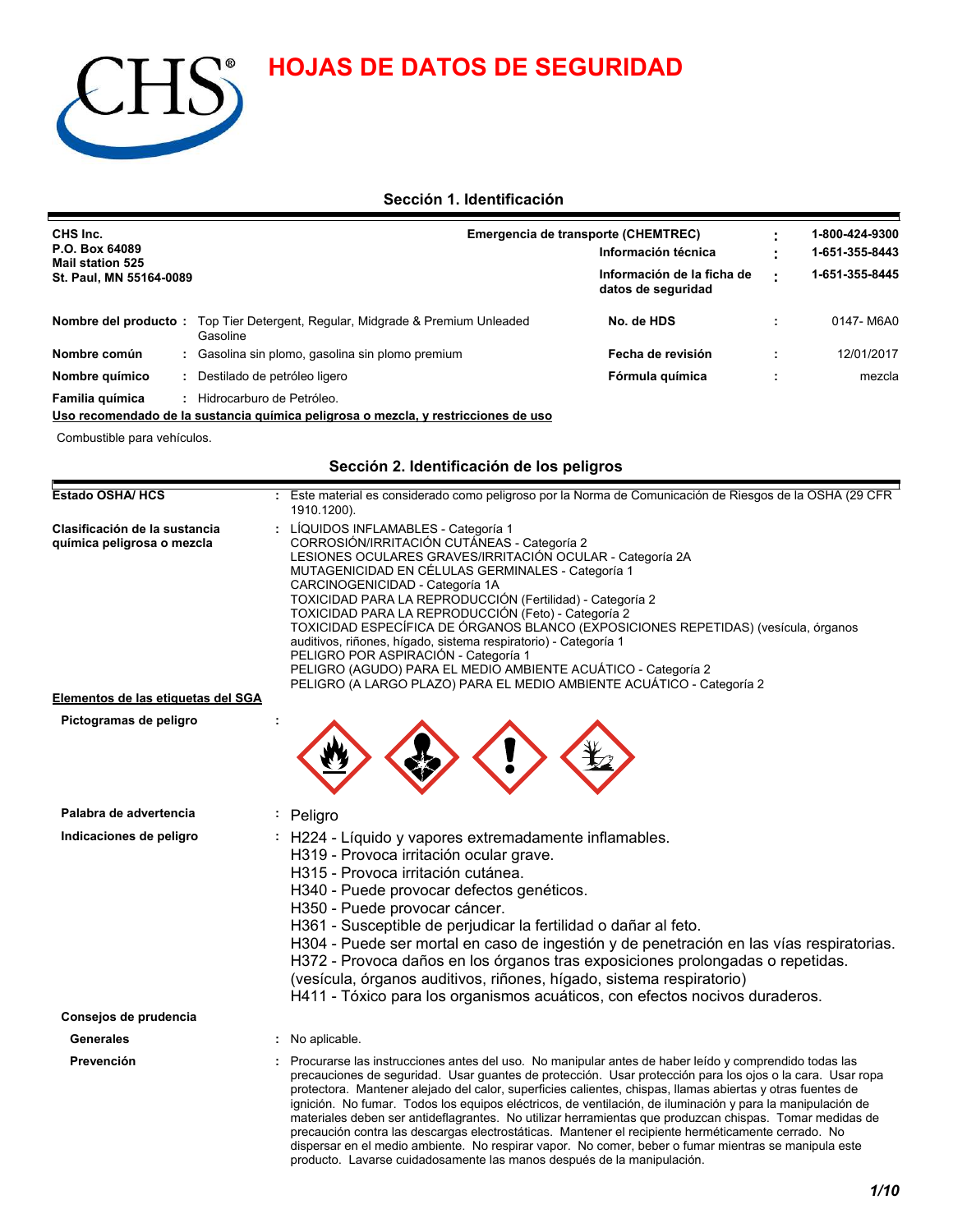# HOJAS DE DATOS DE SEGURIDAD

## Sección 1. Identificación

**CHS Inc.**
**P.O. Box 64089**
**Mail station 525**
**St. Paul, MN 55164-0089**

| | | |
|---|---|---|
| **Emergencia de transporte (CHEMTREC)** | : | **1-800-424-9300** |
| **Información técnica** | : | **1-651-355-8443** |
| **Información de la ficha de datos de seguridad** | : | **1-651-355-8445** |

| | | | | | |
|---|---|---|---|---|---|
| **Nombre del producto** | : Top Tier Detergent, Regular, Midgrade & Premium Unleaded Gasoline | **No. de HDS** | : | 0147- M6A0 |
| **Nombre común** | : Gasolina sin plomo, gasolina sin plomo premium | **Fecha de revisión** | : | 12/01/2017 |
| **Nombre químico** | : Destilado de petróleo ligero | **Fórmula química** | : | mezcla |
| **Familia química** | : Hidrocarburo de Petróleo. | | | |

**Uso recomendado de la sustancia química peligrosa o mezcla, y restricciones de uso**

Combustible para vehículos.

## Sección 2. Identificación de los peligros

**Estado OSHA/ HCS** : Este material es considerado como peligroso por la Norma de Comunicación de Riesgos de la OSHA (29 CFR 1910.1200).

**Clasificación de la sustancia química peligrosa o mezcla** :
LÍQUIDOS INFLAMABLES - Categoría 1
CORROSIÓN/IRRITACIÓN CUTÁNEAS - Categoría 2
LESIONES OCULARES GRAVES/IRRITACIÓN OCULAR - Categoría 2A
MUTAGENICIDAD EN CÉLULAS GERMINALES - Categoría 1
CARCINOGENICIDAD - Categoría 1A
TOXICIDAD PARA LA REPRODUCCIÓN (Fertilidad) - Categoría 2
TOXICIDAD PARA LA REPRODUCCIÓN (Feto) - Categoría 2
TOXICIDAD ESPECÍFICA DE ÓRGANOS BLANCO (EXPOSICIONES REPETIDAS) (vesícula, órganos auditivos, riñones, hígado, sistema respiratorio) - Categoría 1
PELIGRO POR ASPIRACIÓN - Categoría 1
PELIGRO (AGUDO) PARA EL MEDIO AMBIENTE ACUÁTICO - Categoría 2
PELIGRO (A LARGO PLAZO) PARA EL MEDIO AMBIENTE ACUÁTICO - Categoría 2

**Elementos de las etiquetas del SGA**

**Pictogramas de peligro** :

**Palabra de advertencia** : Peligro

**Indicaciones de peligro** :
H224 - Líquido y vapores extremadamente inflamables.
H319 - Provoca irritación ocular grave.
H315 - Provoca irritación cutánea.
H340 - Puede provocar defectos genéticos.
H350 - Puede provocar cáncer.
H361 - Susceptible de perjudicar la fertilidad o dañar al feto.
H304 - Puede ser mortal en caso de ingestión y de penetración en las vías respiratorias.
H372 - Provoca daños en los órganos tras exposiciones prolongadas o repetidas. (vesícula, órganos auditivos, riñones, hígado, sistema respiratorio)
H411 - Tóxico para los organismos acuáticos, con efectos nocivos duraderos.

**Consejos de prudencia**

**Generales** : No aplicable.

**Prevención** : Procurarse las instrucciones antes del uso. No manipular antes de haber leído y comprendido todas las precauciones de seguridad. Usar guantes de protección. Usar protección para los ojos o la cara. Usar ropa protectora. Mantener alejado del calor, superficies calientes, chispas, llamas abiertas y otras fuentes de ignición. No fumar. Todos los equipos eléctricos, de ventilación, de iluminación y para la manipulación de materiales deben ser antideflagrantes. No utilizar herramientas que produzcan chispas. Tomar medidas de precaución contra las descargas electrostáticas. Mantener el recipiente herméticamente cerrado. No dispersar en el medio ambiente. No respirar vapor. No comer, beber o fumar mientras se manipula este producto. Lavarse cuidadosamente las manos después de la manipulación.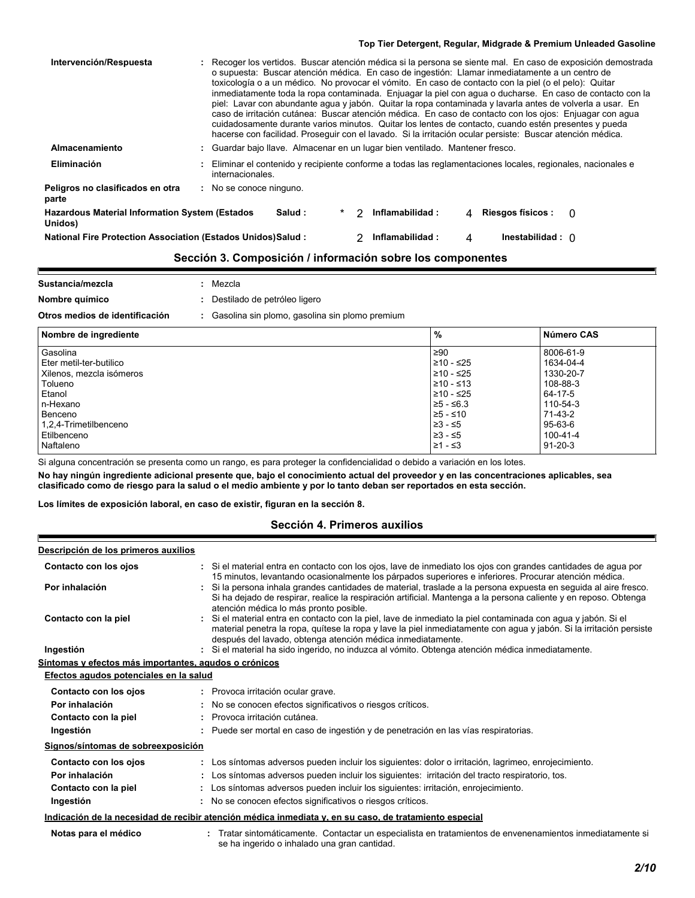| | | |
|---|---|---|
| **Intervención/Respuesta** | : | Recoger los vertidos. Buscar atención médica si la persona se siente mal. En caso de exposición demostrada o supuesta: Buscar atención médica. En caso de ingestión: Llamar inmediatamente a un centro de toxicología o a un médico. No provocar el vómito. En caso de contacto con la piel (o el pelo): Quitar inmediatamente toda la ropa contaminada. Enjuagar la piel con agua o ducharse. En caso de contacto con la piel: Lavar con abundante agua y jabón. Quitar la ropa contaminada y lavarla antes de volverla a usar. En caso de irritación cutánea: Buscar atención médica. En caso de contacto con los ojos: Enjuagar con agua cuidadosamente durante varios minutos. Quitar los lentes de contacto, cuando estén presentes y pueda hacerse con facilidad. Proseguir con el lavado. Si la irritación ocular persiste: Buscar atención médica. |
| **Almacenamiento** | : | Guardar bajo llave. Almacenar en un lugar bien ventilado. Mantener fresco. |
| **Eliminación** | : | Eliminar el contenido y recipiente conforme a todas las reglamentaciones locales, regionales, nacionales e internacionales. |
| **Peligros no clasificados en otra parte** | : | No se conoce ninguno. |

| | | | | | | |
|---|---|---|---|---|---|---|
| **Hazardous Material Information System (Estados Unidos)** | **Salud :** | * 2 | **Inflamabilidad :** | 4 | **Riesgos físicos :** | 0 |
| **National Fire Protection Association (Estados Unidos)** | **Salud :** | 2 | **Inflamabilidad :** | 4 | **Inestabilidad :** | 0 |

## Sección 3. Composición / información sobre los componentes

**Sustancia/mezcla** : Mezcla

**Nombre químico** : Destilado de petróleo ligero

**Otros medios de identificación** : Gasolina sin plomo, gasolina sin plomo premium

| Nombre de ingrediente | % | Número CAS |
|---|---|---|
| Gasolina | ≥90 | 8006-61-9 |
| Eter metil-ter-butilico | ≥10 - ≤25 | 1634-04-4 |
| Xilenos, mezcla isómeros | ≥10 - ≤25 | 1330-20-7 |
| Tolueno | ≥10 - ≤13 | 108-88-3 |
| Etanol | ≥10 - ≤25 | 64-17-5 |
| n-Hexano | ≥5 - ≤6.3 | 110-54-3 |
| Benceno | ≥5 - ≤10 | 71-43-2 |
| 1,2,4-Trimetilbenceno | ≥3 - ≤5 | 95-63-6 |
| Etilbenceno | ≥3 - ≤5 | 100-41-4 |
| Naftaleno | ≥1 - ≤3 | 91-20-3 |

Si alguna concentración se presenta como un rango, es para proteger la confidencialidad o debido a variación en los lotes.

**No hay ningún ingrediente adicional presente que, bajo el conocimiento actual del proveedor y en las concentraciones aplicables, sea clasificado como de riesgo para la salud o el medio ambiente y por lo tanto deban ser reportados en esta sección.**

**Los límites de exposición laboral, en caso de existir, figuran en la sección 8.**

## Sección 4. Primeros auxilios

**Descripción de los primeros auxilios**

**Contacto con los ojos** : Si el material entra en contacto con los ojos, lave de inmediato los ojos con grandes cantidades de agua por 15 minutos, levantando ocasionalmente los párpados superiores e inferiores. Procurar atención médica.

**Por inhalación** : Si la persona inhala grandes cantidades de material, traslade a la persona expuesta en seguida al aire fresco. Si ha dejado de respirar, realice la respiración artificial. Mantenga a la persona caliente y en reposo. Obtenga atención médica lo más pronto posible.

**Contacto con la piel** : Si el material entra en contacto con la piel, lave de inmediato la piel contaminada con agua y jabón. Si el material penetra la ropa, quítese la ropa y lave la piel inmediatamente con agua y jabón. Si la irritación persiste después del lavado, obtenga atención médica inmediatamente.

**Ingestión** : Si el material ha sido ingerido, no induzca al vómito. Obtenga atención médica inmediatamente.

**Síntomas y efectos más importantes, agudos o crónicos**

**Efectos agudos potenciales en la salud**

**Contacto con los ojos** : Provoca irritación ocular grave.

**Por inhalación** : No se conocen efectos significativos o riesgos críticos.

**Contacto con la piel** : Provoca irritación cutánea.

**Ingestión** : Puede ser mortal en caso de ingestión y de penetración en las vías respiratorias.

**Signos/síntomas de sobreexposición**

**Contacto con los ojos** : Los síntomas adversos pueden incluir los siguientes: dolor o irritación, lagrimeo, enrojecimiento.

**Por inhalación** : Los síntomas adversos pueden incluir los siguientes: irritación del tracto respiratorio, tos.

**Contacto con la piel** : Los síntomas adversos pueden incluir los siguientes: irritación, enrojecimiento.

**Ingestión** : No se conocen efectos significativos o riesgos críticos.

**Indicación de la necesidad de recibir atención médica inmediata y, en su caso, de tratamiento especial**

**Notas para el médico** : Tratar sintomáticamente. Contactar un especialista en tratamientos de envenenamientos inmediatamente si se ha ingerido o inhalado una gran cantidad.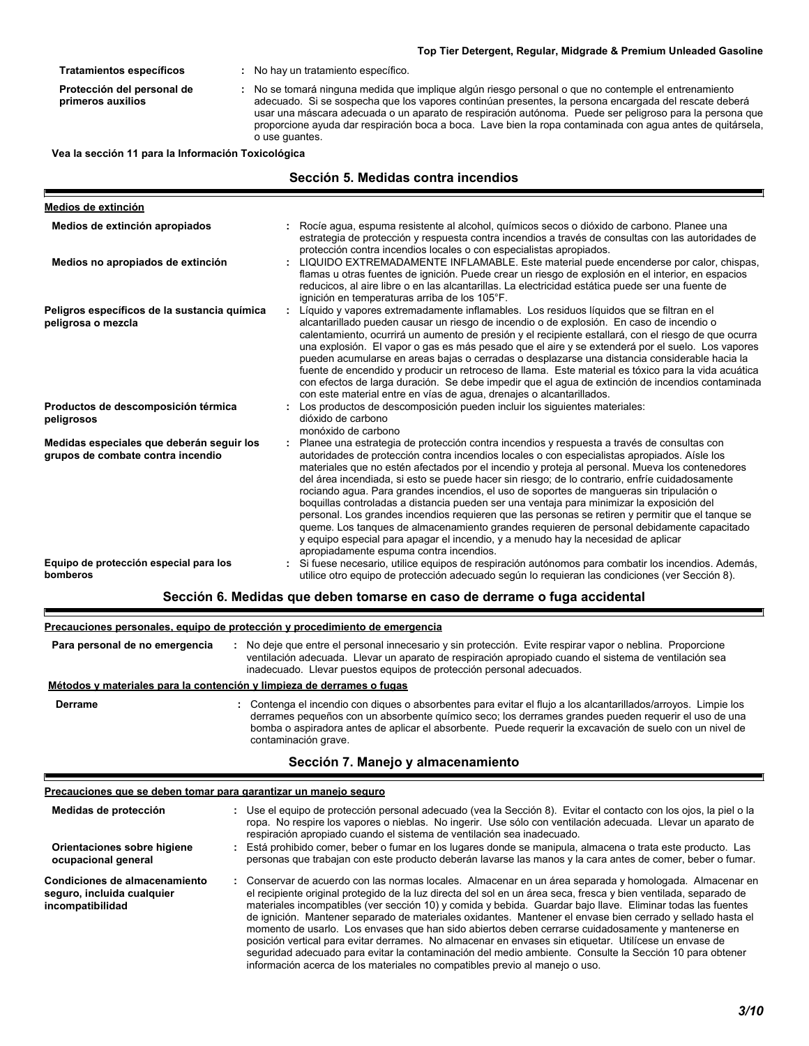| | | |
|---|---|---|
| **Tratamientos específicos** | : | No hay un tratamiento específico. |
| **Protección del personal de primeros auxilios** | : | No se tomará ninguna medida que implique algún riesgo personal o que no contemple el entrenamiento adecuado. Si se sospecha que los vapores continúan presentes, la persona encargada del rescate deberá usar una máscara adecuada o un aparato de respiración autónoma. Puede ser peligroso para la persona que proporcione ayuda dar respiración boca a boca. Lave bien la ropa contaminada con agua antes de quitársela, o use guantes. |

**Vea la sección 11 para la Información Toxicológica**

## Sección 5. Medidas contra incendios

**Medios de extinción**

| | | |
|---|---|---|
| **Medios de extinción apropiados** | : | Rocíe agua, espuma resistente al alcohol, químicos secos o dióxido de carbono. Planee una estrategia de protección y respuesta contra incendios a través de consultas con las autoridades de protección contra incendios locales o con especialistas apropiados. |
| **Medios no apropiados de extinción** | : | LIQUIDO EXTREMADAMENTE INFLAMABLE. Este material puede encenderse por calor, chispas, flamas u otras fuentes de ignición. Puede crear un riesgo de explosión en el interior, en espacios reducicos, al aire libre o en las alcantarillas. La electricidad estática puede ser una fuente de ignición en temperaturas arriba de los 105°F. |
| **Peligros específicos de la sustancia química peligrosa o mezcla** | : | Líquido y vapores extremadamente inflamables. Los residuos líquidos que se filtran en el alcantarillado pueden causar un riesgo de incendio o de explosión. En caso de incendio o calentamiento, ocurrirá un aumento de presión y el recipiente estallará, con el riesgo de que ocurra una explosión. El vapor o gas es más pesado que el aire y se extenderá por el suelo. Los vapores pueden acumularse en areas bajas o cerradas o desplazarse una distancia considerable hacia la fuente de encendido y producir un retroceso de llama. Este material es tóxico para la vida acuática con efectos de larga duración. Se debe impedir que el agua de extinción de incendios contaminada con este material entre en vías de agua, drenajes o alcantarillados. |
| **Productos de descomposición térmica peligrosos** | : | Los productos de descomposición pueden incluir los siguientes materiales:<br>dióxido de carbono<br>monóxido de carbono |
| **Medidas especiales que deberán seguir los grupos de combate contra incendio** | : | Planee una estrategia de protección contra incendios y respuesta a través de consultas con autoridades de protección contra incendios locales o con especialistas apropiados. Aísle los materiales que no estén afectados por el incendio y proteja al personal. Mueva los contenedores del área incendiada, si esto se puede hacer sin riesgo; de lo contrario, enfríe cuidadosamente rociando agua. Para grandes incendios, el uso de soportes de mangueras sin tripulación o boquillas controladas a distancia pueden ser una ventaja para minimizar la exposición del personal. Los grandes incendios requieren que las personas se retiren y permitir que el tanque se queme. Los tanques de almacenamiento grandes requieren de personal debidamente capacitado y equipo especial para apagar el incendio, y a menudo hay la necesidad de aplicar apropiadamente espuma contra incendios. |
| **Equipo de protección especial para los bomberos** | : | Si fuese necesario, utilice equipos de respiración autónomos para combatir los incendios. Además, utilice otro equipo de protección adecuado según lo requieran las condiciones (ver Sección 8). |

## Sección 6. Medidas que deben tomarse en caso de derrame o fuga accidental

**Precauciones personales, equipo de protección y procedimiento de emergencia**

| | | |
|---|---|---|
| **Para personal de no emergencia** | : | No deje que entre el personal innecesario y sin protección. Evite respirar vapor o neblina. Proporcione ventilación adecuada. Llevar un aparato de respiración apropiado cuando el sistema de ventilación sea inadecuado. Llevar puestos equipos de protección personal adecuados. |

**Métodos y materiales para la contención y limpieza de derrames o fugas**

| | | |
|---|---|---|
| **Derrame** | : | Contenga el incendio con diques o absorbentes para evitar el flujo a los alcantarillados/arroyos. Limpie los derrames pequeños con un absorbente químico seco; los derrames grandes pueden requerir el uso de una bomba o aspiradora antes de aplicar el absorbente. Puede requerir la excavación de suelo con un nivel de contaminación grave. |

## Sección 7. Manejo y almacenamiento

**Precauciones que se deben tomar para garantizar un manejo seguro**

| | | |
|---|---|---|
| **Medidas de protección** | : | Use el equipo de protección personal adecuado (vea la Sección 8). Evitar el contacto con los ojos, la piel o la ropa. No respire los vapores o nieblas. No ingerir. Use sólo con ventilación adecuada. Llevar un aparato de respiración apropiado cuando el sistema de ventilación sea inadecuado. |
| **Orientaciones sobre higiene ocupacional general** | : | Está prohibido comer, beber o fumar en los lugares donde se manipula, almacena o trata este producto. Las personas que trabajan con este producto deberán lavarse las manos y la cara antes de comer, beber o fumar. |
| **Condiciones de almacenamiento seguro, incluida cualquier incompatibilidad** | : | Conservar de acuerdo con las normas locales. Almacenar en un área separada y homologada. Almacenar en el recipiente original protegido de la luz directa del sol en un área seca, fresca y bien ventilada, separado de materiales incompatibles (ver sección 10) y comida y bebida. Guardar bajo llave. Eliminar todas las fuentes de ignición. Mantener separado de materiales oxidantes. Mantener el envase bien cerrado y sellado hasta el momento de usarlo. Los envases que han sido abiertos deben cerrarse cuidadosamente y mantenerse en posición vertical para evitar derrames. No almacenar en envases sin etiquetar. Utilícese un envase de seguridad adecuado para evitar la contaminación del medio ambiente. Consulte la Sección 10 para obtener información acerca de los materiales no compatibles previo al manejo o uso. |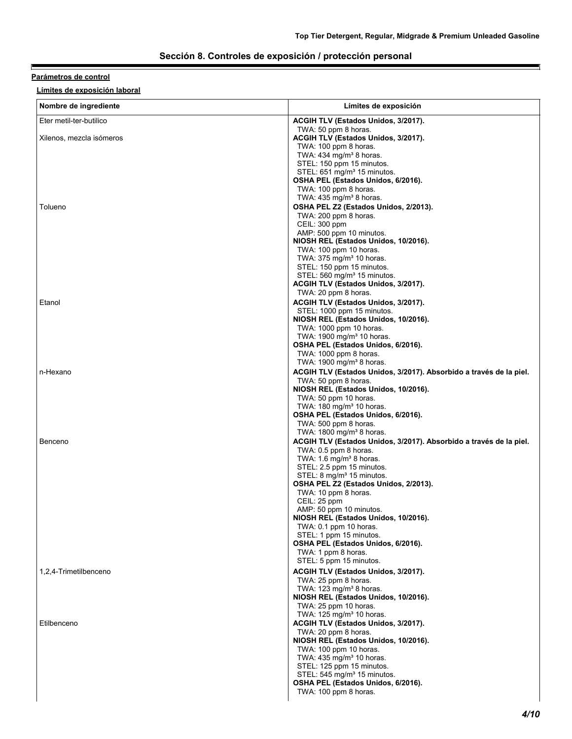## Sección 8. Controles de exposición / protección personal

**Parámetros de control**

**Límites de exposición laboral**

| Nombre de ingrediente | Límites de exposición |
|---|---|
| Eter metil-ter-butilico | **ACGIH TLV (Estados Unidos, 3/2017).**<br>TWA: 50 ppm 8 horas. |
| Xilenos, mezcla isómeros | **ACGIH TLV (Estados Unidos, 3/2017).**<br>TWA: 100 ppm 8 horas.<br>TWA: 434 mg/m³ 8 horas.<br>STEL: 150 ppm 15 minutos.<br>STEL: 651 mg/m³ 15 minutos.<br>**OSHA PEL (Estados Unidos, 6/2016).**<br>TWA: 100 ppm 8 horas.<br>TWA: 435 mg/m³ 8 horas. |
| Tolueno | **OSHA PEL Z2 (Estados Unidos, 2/2013).**<br>TWA: 200 ppm 8 horas.<br>CEIL: 300 ppm<br>AMP: 500 ppm 10 minutos.<br>**NIOSH REL (Estados Unidos, 10/2016).**<br>TWA: 100 ppm 10 horas.<br>TWA: 375 mg/m³ 10 horas.<br>STEL: 150 ppm 15 minutos.<br>STEL: 560 mg/m³ 15 minutos.<br>**ACGIH TLV (Estados Unidos, 3/2017).**<br>TWA: 20 ppm 8 horas. |
| Etanol | **ACGIH TLV (Estados Unidos, 3/2017).**<br>STEL: 1000 ppm 15 minutos.<br>**NIOSH REL (Estados Unidos, 10/2016).**<br>TWA: 1000 ppm 10 horas.<br>TWA: 1900 mg/m³ 10 horas.<br>**OSHA PEL (Estados Unidos, 6/2016).**<br>TWA: 1000 ppm 8 horas.<br>TWA: 1900 mg/m³ 8 horas. |
| n-Hexano | **ACGIH TLV (Estados Unidos, 3/2017). Absorbido a través de la piel.**<br>TWA: 50 ppm 8 horas.<br>**NIOSH REL (Estados Unidos, 10/2016).**<br>TWA: 50 ppm 10 horas.<br>TWA: 180 mg/m³ 10 horas.<br>**OSHA PEL (Estados Unidos, 6/2016).**<br>TWA: 500 ppm 8 horas.<br>TWA: 1800 mg/m³ 8 horas. |
| Benceno | **ACGIH TLV (Estados Unidos, 3/2017). Absorbido a través de la piel.**<br>TWA: 0.5 ppm 8 horas.<br>TWA: 1.6 mg/m³ 8 horas.<br>STEL: 2.5 ppm 15 minutos.<br>STEL: 8 mg/m³ 15 minutos.<br>**OSHA PEL Z2 (Estados Unidos, 2/2013).**<br>TWA: 10 ppm 8 horas.<br>CEIL: 25 ppm<br>AMP: 50 ppm 10 minutos.<br>**NIOSH REL (Estados Unidos, 10/2016).**<br>TWA: 0.1 ppm 10 horas.<br>STEL: 1 ppm 15 minutos.<br>**OSHA PEL (Estados Unidos, 6/2016).**<br>TWA: 1 ppm 8 horas.<br>STEL: 5 ppm 15 minutos. |
| 1,2,4-Trimetilbenceno | **ACGIH TLV (Estados Unidos, 3/2017).**<br>TWA: 25 ppm 8 horas.<br>TWA: 123 mg/m³ 8 horas.<br>**NIOSH REL (Estados Unidos, 10/2016).**<br>TWA: 25 ppm 10 horas.<br>TWA: 125 mg/m³ 10 horas. |
| Etilbenceno | **ACGIH TLV (Estados Unidos, 3/2017).**<br>TWA: 20 ppm 8 horas.<br>**NIOSH REL (Estados Unidos, 10/2016).**<br>TWA: 100 ppm 10 horas.<br>TWA: 435 mg/m³ 10 horas.<br>STEL: 125 ppm 15 minutos.<br>STEL: 545 mg/m³ 15 minutos.<br>**OSHA PEL (Estados Unidos, 6/2016).**<br>TWA: 100 ppm 8 horas. |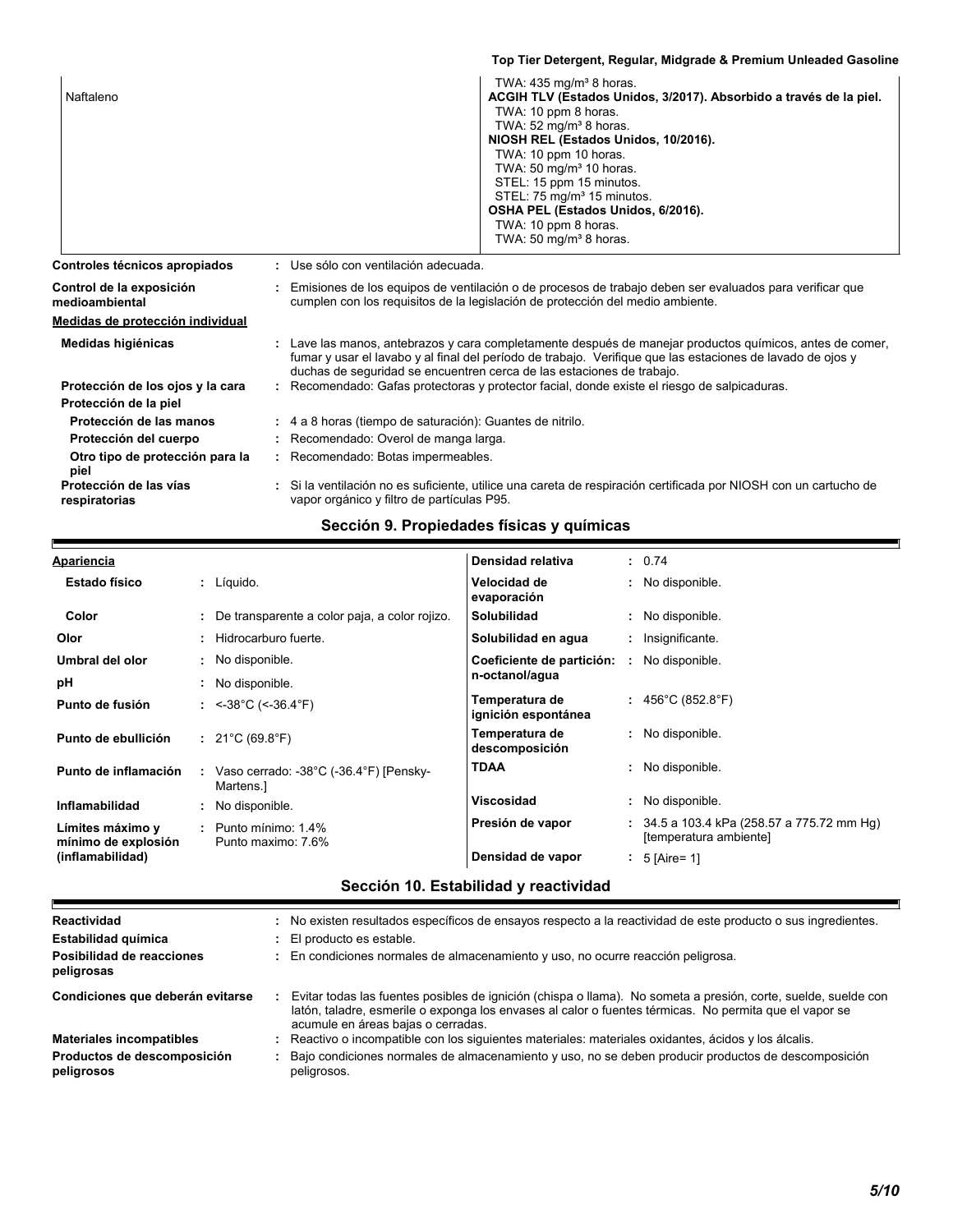| | |
|---|---|
| Naftaleno | TWA: 435 mg/m³ 8 horas.<br>**ACGIH TLV (Estados Unidos, 3/2017). Absorbido a través de la piel.**<br>TWA: 10 ppm 8 horas.<br>TWA: 52 mg/m³ 8 horas.<br>**NIOSH REL (Estados Unidos, 10/2016).**<br>TWA: 10 ppm 10 horas.<br>TWA: 50 mg/m³ 10 horas.<br>STEL: 15 ppm 15 minutos.<br>STEL: 75 mg/m³ 15 minutos.<br>**OSHA PEL (Estados Unidos, 6/2016).**<br>TWA: 10 ppm 8 horas.<br>TWA: 50 mg/m³ 8 horas. |

**Controles técnicos apropiados** : Use sólo con ventilación adecuada.

**Control de la exposición medioambiental** : Emisiones de los equipos de ventilación o de procesos de trabajo deben ser evaluados para verificar que cumplen con los requisitos de la legislación de protección del medio ambiente.

**Medidas de protección individual**

**Medidas higiénicas** : Lave las manos, antebrazos y cara completamente después de manejar productos químicos, antes de comer, fumar y usar el lavabo y al final del período de trabajo. Verifique que las estaciones de lavado de ojos y duchas de seguridad se encuentren cerca de las estaciones de trabajo.

**Protección de los ojos y la cara** : Recomendado: Gafas protectoras y protector facial, donde existe el riesgo de salpicaduras.

**Protección de la piel**

**Protección de las manos** : 4 a 8 horas (tiempo de saturación): Guantes de nitrilo.

**Protección del cuerpo** : Recomendado: Overol de manga larga.

**Otro tipo de protección para la piel** : Recomendado: Botas impermeables.

**Protección de las vías respiratorias** : Si la ventilación no es suficiente, utilice una careta de respiración certificada por NIOSH con un cartucho de vapor orgánico y filtro de partículas P95.

## Sección 9. Propiedades físicas y químicas

**Apariencia**

| | | | |
|---|---|---|---|
| **Estado físico** | : Líquido. | **Densidad relativa** | : 0.74 |
| **Color** | : De transparente a color paja, a color rojizo. | **Velocidad de evaporación** | : No disponible. |
| **Olor** | : Hidrocarburo fuerte. | **Solubilidad** | : No disponible. |
| **Umbral del olor** | : No disponible. | **Solubilidad en agua** | : Insignificante. |
| **pH** | : No disponible. | **Coeficiente de partición: n-octanol/agua** | : No disponible. |
| **Punto de fusión** | : <-38°C (<-36.4°F) | **Temperatura de ignición espontánea** | : 456°C (852.8°F) |
| **Punto de ebullición** | : 21°C (69.8°F) | **Temperatura de descomposición** | : No disponible. |
| **Punto de inflamación** | : Vaso cerrado: -38°C (-36.4°F) [Pensky-Martens.] | **TDAA** | : No disponible. |
| **Inflamabilidad** | : No disponible. | **Viscosidad** | : No disponible. |
| **Límites máximo y mínimo de explosión (inflamabilidad)** | : Punto mínimo: 1.4%<br>Punto maximo: 7.6% | **Presión de vapor** | : 34.5 a 103.4 kPa (258.57 a 775.72 mm Hg) [temperatura ambiente] |
| | | **Densidad de vapor** | : 5 [Aire= 1] |

## Sección 10. Estabilidad y reactividad

**Reactividad** : No existen resultados específicos de ensayos respecto a la reactividad de este producto o sus ingredientes.

**Estabilidad química** : El producto es estable.

**Posibilidad de reacciones peligrosas** : En condiciones normales de almacenamiento y uso, no ocurre reacción peligrosa.

**Condiciones que deberán evitarse** : Evitar todas las fuentes posibles de ignición (chispa o llama). No someta a presión, corte, suelde, suelde con latón, taladre, esmerile o exponga los envases al calor o fuentes térmicas. No permita que el vapor se acumule en áreas bajas o cerradas.

**Materiales incompatibles** : Reactivo o incompatible con los siguientes materiales: materiales oxidantes, ácidos y los álcalis.

**Productos de descomposición peligrosos** : Bajo condiciones normales de almacenamiento y uso, no se deben producir productos de descomposición peligrosos.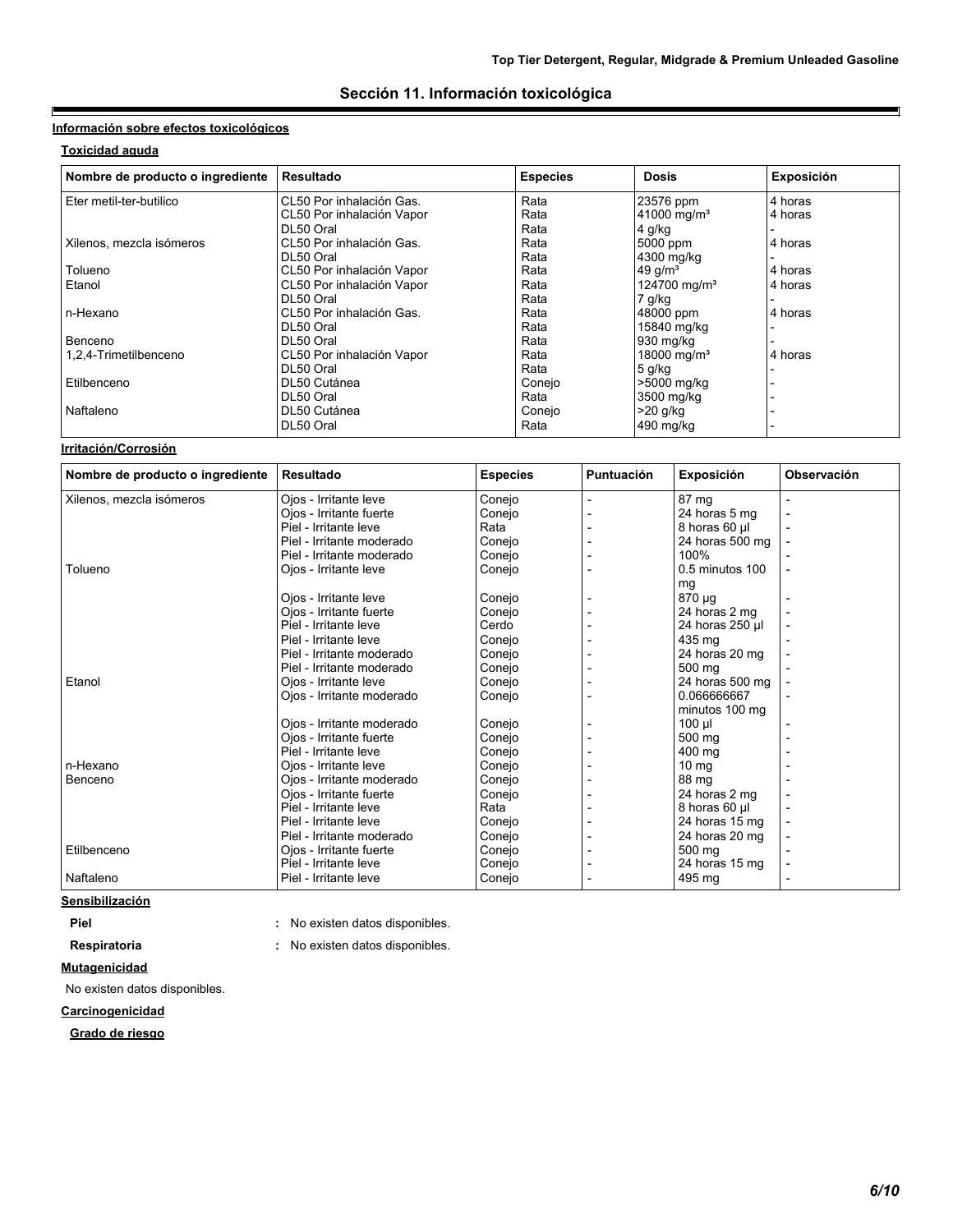## Sección 11. Información toxicológica

### Información sobre efectos toxicológicos

#### Toxicidad aguda

| Nombre de producto o ingrediente | Resultado | Especies | Dosis | Exposición |
|---|---|---|---|---|
| Eter metil-ter-butilico | CL50 Por inhalación Gas. | Rata | 23576 ppm | 4 horas |
| | CL50 Por inhalación Vapor | Rata | 41000 mg/m³ | 4 horas |
| | DL50 Oral | Rata | 4 g/kg | - |
| Xilenos, mezcla isómeros | CL50 Por inhalación Gas. | Rata | 5000 ppm | 4 horas |
| | DL50 Oral | Rata | 4300 mg/kg | - |
| Tolueno | CL50 Por inhalación Vapor | Rata | 49 g/m³ | 4 horas |
| Etanol | CL50 Por inhalación Vapor | Rata | 124700 mg/m³ | 4 horas |
| | DL50 Oral | Rata | 7 g/kg | - |
| n-Hexano | CL50 Por inhalación Gas. | Rata | 48000 ppm | 4 horas |
| | DL50 Oral | Rata | 15840 mg/kg | - |
| Benceno | DL50 Oral | Rata | 930 mg/kg | - |
| 1,2,4-Trimetilbenceno | CL50 Por inhalación Vapor | Rata | 18000 mg/m³ | 4 horas |
| | DL50 Oral | Rata | 5 g/kg | - |
| Etilbenceno | DL50 Cutánea | Conejo | >5000 mg/kg | - |
| | DL50 Oral | Rata | 3500 mg/kg | - |
| Naftaleno | DL50 Cutánea | Conejo | >20 g/kg | - |
| | DL50 Oral | Rata | 490 mg/kg | - |

#### Irritación/Corrosión

| Nombre de producto o ingrediente | Resultado | Especies | Puntuación | Exposición | Observación |
|---|---|---|---|---|---|
| Xilenos, mezcla isómeros | Ojos - Irritante leve | Conejo | - | 87 mg | - |
| | Ojos - Irritante fuerte | Conejo | - | 24 horas 5 mg | - |
| | Piel - Irritante leve | Rata | - | 8 horas 60 µl | - |
| | Piel - Irritante moderado | Conejo | - | 24 horas 500 mg | - |
| | Piel - Irritante moderado | Conejo | - | 100% | - |
| Tolueno | Ojos - Irritante leve | Conejo | - | 0.5 minutos 100 mg | - |
| | Ojos - Irritante leve | Conejo | - | 870 µg | - |
| | Ojos - Irritante fuerte | Conejo | - | 24 horas 2 mg | - |
| | Piel - Irritante leve | Cerdo | - | 24 horas 250 µl | - |
| | Piel - Irritante leve | Conejo | - | 435 mg | - |
| | Piel - Irritante moderado | Conejo | - | 24 horas 20 mg | - |
| | Piel - Irritante moderado | Conejo | - | 500 mg | - |
| Etanol | Ojos - Irritante leve | Conejo | - | 24 horas 500 mg | - |
| | Ojos - Irritante moderado | Conejo | - | 0.066666667 minutos 100 mg | - |
| | Ojos - Irritante moderado | Conejo | - | 100 µl | - |
| | Ojos - Irritante fuerte | Conejo | - | 500 mg | - |
| | Piel - Irritante leve | Conejo | - | 400 mg | - |
| n-Hexano | Ojos - Irritante leve | Conejo | - | 10 mg | - |
| Benceno | Ojos - Irritante moderado | Conejo | - | 88 mg | - |
| | Ojos - Irritante fuerte | Conejo | - | 24 horas 2 mg | - |
| | Piel - Irritante leve | Rata | - | 8 horas 60 µl | - |
| | Piel - Irritante leve | Conejo | - | 24 horas 15 mg | - |
| | Piel - Irritante moderado | Conejo | - | 24 horas 20 mg | - |
| Etilbenceno | Ojos - Irritante fuerte | Conejo | - | 500 mg | - |
| | Piel - Irritante leve | Conejo | - | 24 horas 15 mg | - |
| Naftaleno | Piel - Irritante leve | Conejo | - | 495 mg | - |

#### Sensibilización

**Piel** : No existen datos disponibles.

**Respiratoria** : No existen datos disponibles.

#### Mutagenicidad

No existen datos disponibles.

#### Carcinogenicidad

**Grado de riesgo**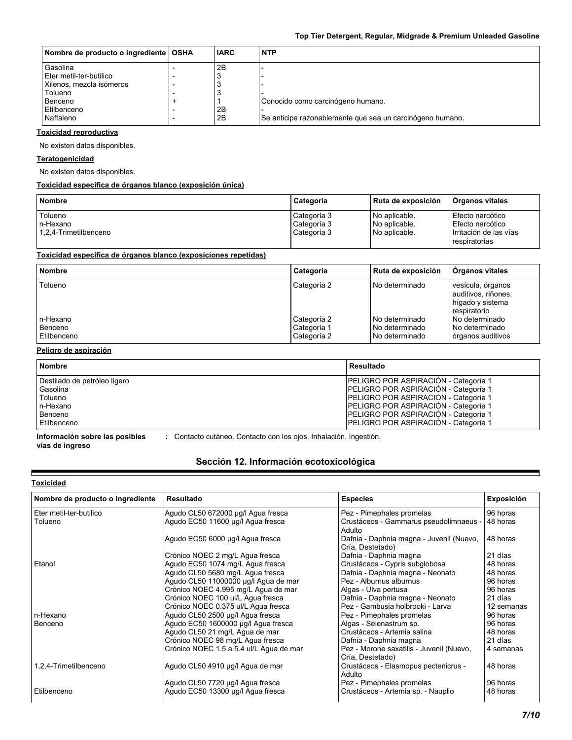| Nombre de producto o ingrediente | OSHA | IARC | NTP |
| --- | --- | --- | --- |
| Gasolina | - | 2B | - |
| Eter metil-ter-butilico | - | 3 | - |
| Xilenos, mezcla isómeros | - | 3 | - |
| Tolueno | - | 3 | - |
| Benceno | + | 1 | Conocido como carcinógeno humano. |
| Etilbenceno | - | 2B | - |
| Naftaleno | - | 2B | Se anticipa razonablemente que sea un carcinógeno humano. |

**Toxicidad reproductiva**

No existen datos disponibles.

**Teratogenicidad**

No existen datos disponibles.

**Toxicidad específica de órganos blanco (exposición única)**

| Nombre | Categoría | Ruta de exposición | Órganos vitales |
| --- | --- | --- | --- |
| Tolueno | Categoría 3 | No aplicable. | Efecto narcótico |
| n-Hexano | Categoría 3 | No aplicable. | Efecto narcótico |
| 1,2,4-Trimetilbenceno | Categoría 3 | No aplicable. | Irritación de las vías respiratorias |

**Toxicidad específica de órganos blanco (exposiciones repetidas)**

| Nombre | Categoría | Ruta de exposición | Órganos vitales |
| --- | --- | --- | --- |
| Tolueno | Categoría 2 | No determinado | vesícula, órganos auditivos, riñones, hígado y sistema respiratorio |
| n-Hexano | Categoría 2 | No determinado | No determinado |
| Benceno | Categoría 1 | No determinado | No determinado |
| Etilbenceno | Categoría 2 | No determinado | órganos auditivos |

**Peligro de aspiración**

| Nombre | Resultado |
| --- | --- |
| Destilado de petróleo ligero | PELIGRO POR ASPIRACIÓN - Categoría 1 |
| Gasolina | PELIGRO POR ASPIRACIÓN - Categoría 1 |
| Tolueno | PELIGRO POR ASPIRACIÓN - Categoría 1 |
| n-Hexano | PELIGRO POR ASPIRACIÓN - Categoría 1 |
| Benceno | PELIGRO POR ASPIRACIÓN - Categoría 1 |
| Etilbenceno | PELIGRO POR ASPIRACIÓN - Categoría 1 |

**Información sobre las posibles vías de ingreso** : Contacto cutáneo. Contacto con los ojos. Inhalación. Ingestión.

## Sección 12. Información ecotoxicológica

**Toxicidad**

| Nombre de producto o ingrediente | Resultado | Especies | Exposición |
| --- | --- | --- | --- |
| Eter metil-ter-butilico | Agudo CL50 672000 µg/l Agua fresca | Pez - Pimephales promelas | 96 horas |
| Tolueno | Agudo EC50 11600 µg/l Agua fresca | Crustáceos - Gammarus pseudolimnaeus - Adulto | 48 horas |
| | Agudo EC50 6000 µg/l Agua fresca | Dafnia - Daphnia magna - Juvenil (Nuevo, Cría, Destetado) | 48 horas |
| | Crónico NOEC 2 mg/L Agua fresca | Dafnia - Daphnia magna | 21 días |
| Etanol | Agudo EC50 1074 mg/L Agua fresca | Crustáceos - Cypris subglobosa | 48 horas |
| | Agudo CL50 5680 mg/L Agua fresca | Dafnia - Daphnia magna - Neonato | 48 horas |
| | Agudo CL50 11000000 µg/l Agua de mar | Pez - Alburnus alburnus | 96 horas |
| | Crónico NOEC 4.995 mg/L Agua de mar | Algas - Ulva pertusa | 96 horas |
| | Crónico NOEC 100 ul/L Agua fresca | Dafnia - Daphnia magna - Neonato | 21 días |
| | Crónico NOEC 0.375 ul/L Agua fresca | Pez - Gambusia holbrooki - Larva | 12 semanas |
| n-Hexano | Agudo CL50 2500 µg/l Agua fresca | Pez - Pimephales promelas | 96 horas |
| Benceno | Agudo EC50 1600000 µg/l Agua fresca | Algas - Selenastrum sp. | 96 horas |
| | Agudo CL50 21 mg/L Agua de mar | Crustáceos - Artemia salina | 48 horas |
| | Crónico NOEC 98 mg/L Agua fresca | Dafnia - Daphnia magna | 21 días |
| | Crónico NOEC 1.5 a 5.4 ul/L Agua de mar | Pez - Morone saxatilis - Juvenil (Nuevo, Cría, Destetado) | 4 semanas |
| 1,2,4-Trimetilbenceno | Agudo CL50 4910 µg/l Agua de mar | Crustáceos - Elasmopus pectenicrus - Adulto | 48 horas |
| | Agudo CL50 7720 µg/l Agua fresca | Pez - Pimephales promelas | 96 horas |
| Etilbenceno | Agudo EC50 13300 µg/l Agua fresca | Crustáceos - Artemia sp. - Nauplio | 48 horas |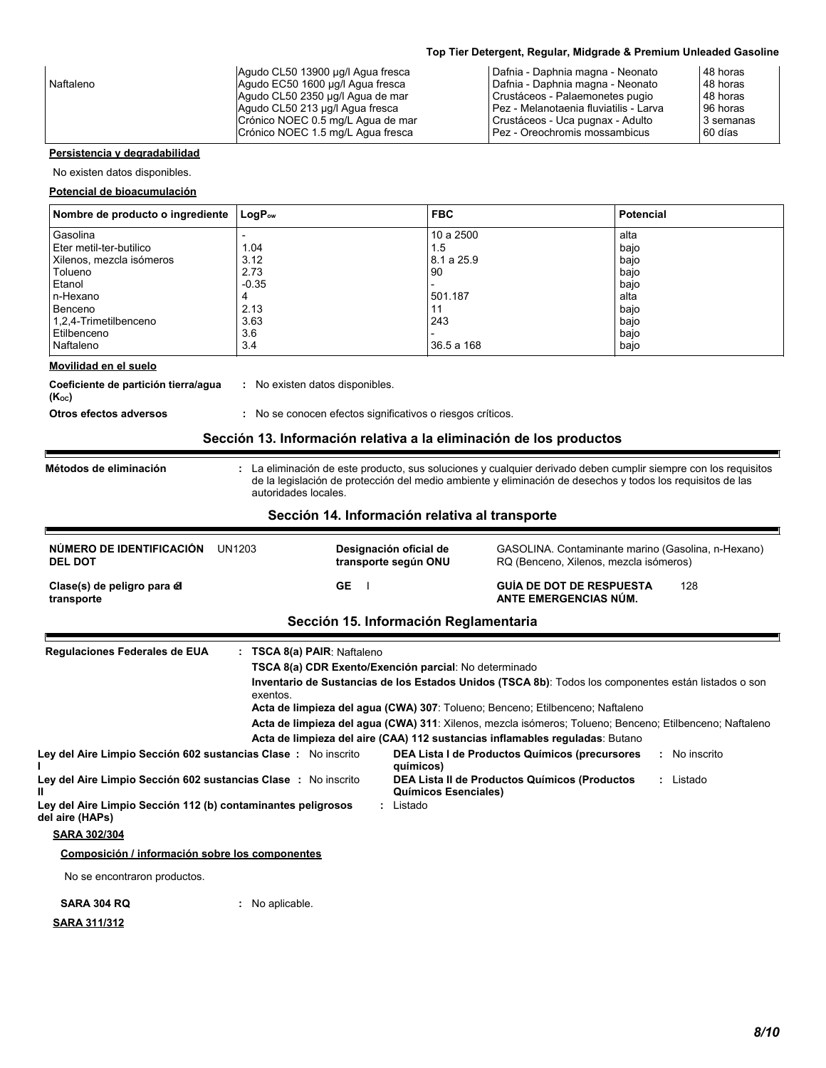| | | | |
|---|---|---|---|
| Naftaleno | Agudo CL50 13900 µg/l Agua fresca<br>Agudo EC50 1600 µg/l Agua fresca<br>Agudo CL50 2350 µg/l Agua de mar<br>Agudo CL50 213 µg/l Agua fresca<br>Crónico NOEC 0.5 mg/L Agua de mar<br>Crónico NOEC 1.5 mg/L Agua fresca | Dafnia - Daphnia magna - Neonato<br>Dafnia - Daphnia magna - Neonato<br>Crustáceos - Palaemonetes pugio<br>Pez - Melanotaenia fluviatilis - Larva<br>Crustáceos - Uca pugnax - Adulto<br>Pez - Oreochromis mossambicus | 48 horas<br>48 horas<br>48 horas<br>96 horas<br>3 semanas<br>60 días |

**Persistencia y degradabilidad**

No existen datos disponibles.

**Potencial de bioacumulación**

| Nombre de producto o ingrediente | $LogP_{ow}$ | FBC | Potencial |
|---|---|---|---|
| Gasolina | - | 10 a 2500 | alta |
| Eter metil-ter-butilico | 1.04 | 1.5 | bajo |
| Xilenos, mezcla isómeros | 3.12 | 8.1 a 25.9 | bajo |
| Tolueno | 2.73 | 90 | bajo |
| Etanol | -0.35 | - | bajo |
| n-Hexano | 4 | 501.187 | alta |
| Benceno | 2.13 | 11 | bajo |
| 1,2,4-Trimetilbenceno | 3.63 | 243 | bajo |
| Etilbenceno | 3.6 | - | bajo |
| Naftaleno | 3.4 | 36.5 a 168 | bajo |

**Movilidad en el suelo**

**Coeficiente de partición tierra/agua ($K_{oc}$)** : No existen datos disponibles.

**Otros efectos adversos** : No se conocen efectos significativos o riesgos críticos.

## Sección 13. Información relativa a la eliminación de los productos

**Métodos de eliminación** : La eliminación de este producto, sus soluciones y cualquier derivado deben cumplir siempre con los requisitos de la legislación de protección del medio ambiente y eliminación de desechos y todos los requisitos de las autoridades locales.

## Sección 14. Información relativa al transporte

| | | | |
|---|---|---|---|
| **NÚMERO DE IDENTIFICACIÓN DEL DOT** | UN1203 | **Designación oficial de transporte según ONU** | GASOLINA. Contaminante marino (Gasolina, n-Hexano) RQ (Benceno, Xilenos, mezcla isómeros) |
| **Clase(s) de peligro para el transporte** | 3 | **GE** I | **GUÍA DE DOT DE RESPUESTA ANTE EMERGENCIAS NÚM.** 128 |

## Sección 15. Información Reglamentaria

**Regulaciones Federales de EUA** : **TSCA 8(a) PAIR**: Naftaleno

**TSCA 8(a) CDR Exento/Exención parcial**: No determinado

**Inventario de Sustancias de los Estados Unidos (TSCA 8b)**: Todos los componentes están listados o son exentos.

**Acta de limpieza del agua (CWA) 307**: Tolueno; Benceno; Etilbenceno; Naftaleno

**Acta de limpieza del agua (CWA) 311**: Xilenos, mezcla isómeros; Tolueno; Benceno; Etilbenceno; Naftaleno

**Acta de limpieza del aire (CAA) 112 sustancias inflamables reguladas**: Butano

**Ley del Aire Limpio Sección 602 sustancias Clase I** : No inscrito

**Ley del Aire Limpio Sección 602 sustancias Clase II** : No inscrito

**Ley del Aire Limpio Sección 112 (b) contaminantes peligrosos del aire (HAPs)** : Listado

**DEA Lista I de Productos Químicos (precursores químicos)** : No inscrito

**DEA Lista II de Productos Químicos (Productos Químicos Esenciales)** : Listado

**SARA 302/304**

**Composición / información sobre los componentes**

No se encontraron productos.

**SARA 304 RQ** : No aplicable.

**SARA 311/312**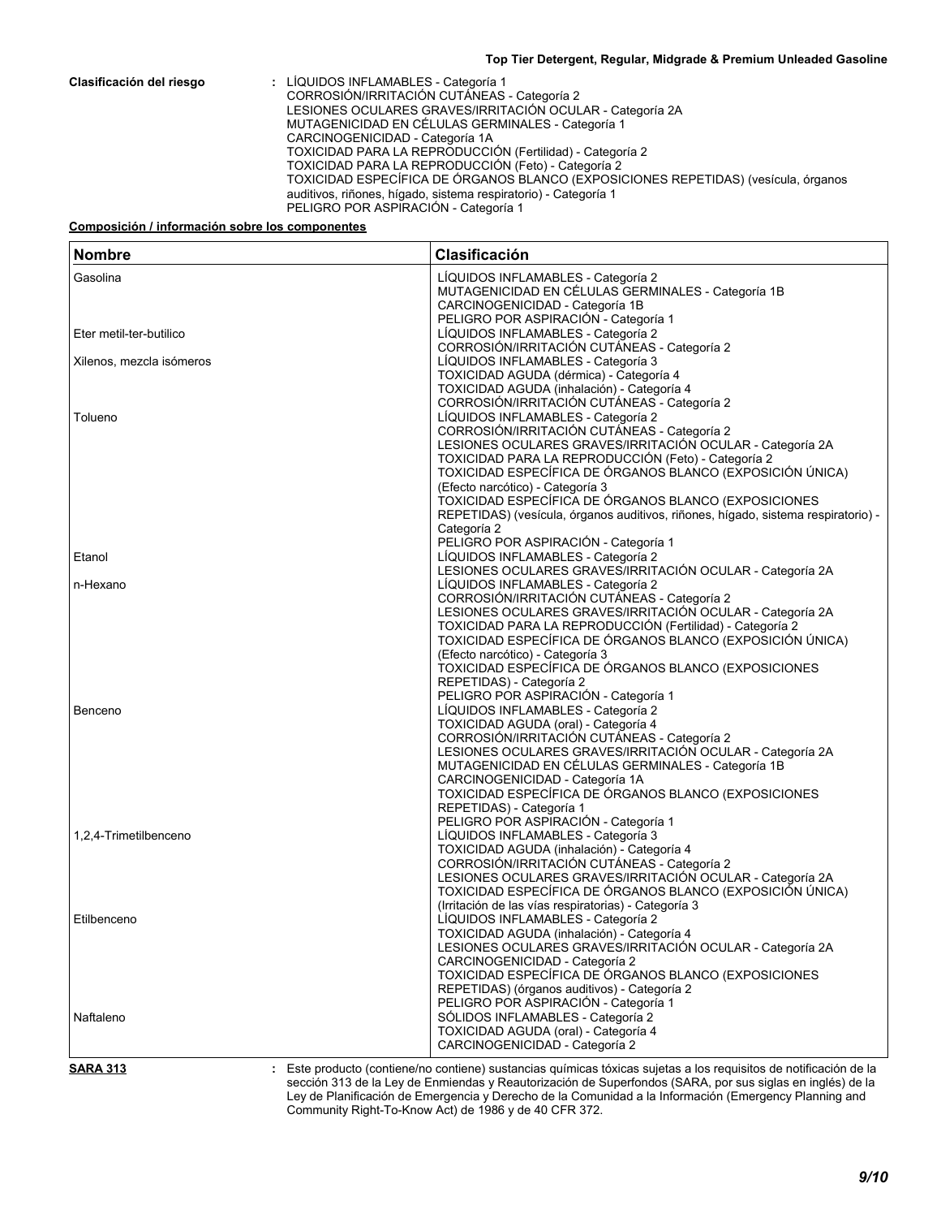**Clasificación del riesgo** : LÍQUIDOS INFLAMABLES - Categoría 1
CORROSIÓN/IRRITACIÓN CUTÁNEAS - Categoría 2
LESIONES OCULARES GRAVES/IRRITACIÓN OCULAR - Categoría 2A
MUTAGENICIDAD EN CÉLULAS GERMINALES - Categoría 1
CARCINOGENICIDAD - Categoría 1A
TOXICIDAD PARA LA REPRODUCCIÓN (Fertilidad) - Categoría 2
TOXICIDAD PARA LA REPRODUCCIÓN (Feto) - Categoría 2
TOXICIDAD ESPECÍFICA DE ÓRGANOS BLANCO (EXPOSICIONES REPETIDAS) (vesícula, órganos auditivos, riñones, hígado, sistema respiratorio) - Categoría 1
PELIGRO POR ASPIRACIÓN - Categoría 1

**Composición / información sobre los componentes**

| Nombre | Clasificación |
|---|---|
| Gasolina | LÍQUIDOS INFLAMABLES - Categoría 2<br>MUTAGENICIDAD EN CÉLULAS GERMINALES - Categoría 1B<br>CARCINOGENICIDAD - Categoría 1B<br>PELIGRO POR ASPIRACIÓN - Categoría 1 |
| Eter metil-ter-butilico | LÍQUIDOS INFLAMABLES - Categoría 2<br>CORROSIÓN/IRRITACIÓN CUTÁNEAS - Categoría 2 |
| Xilenos, mezcla isómeros | LÍQUIDOS INFLAMABLES - Categoría 3<br>TOXICIDAD AGUDA (dérmica) - Categoría 4<br>TOXICIDAD AGUDA (inhalación) - Categoría 4<br>CORROSIÓN/IRRITACIÓN CUTÁNEAS - Categoría 2 |
| Tolueno | LÍQUIDOS INFLAMABLES - Categoría 2<br>CORROSIÓN/IRRITACIÓN CUTÁNEAS - Categoría 2<br>LESIONES OCULARES GRAVES/IRRITACIÓN OCULAR - Categoría 2A<br>TOXICIDAD PARA LA REPRODUCCIÓN (Feto) - Categoría 2<br>TOXICIDAD ESPECÍFICA DE ÓRGANOS BLANCO (EXPOSICIÓN ÚNICA) (Efecto narcótico) - Categoría 3<br>TOXICIDAD ESPECÍFICA DE ÓRGANOS BLANCO (EXPOSICIONES REPETIDAS) (vesícula, órganos auditivos, riñones, hígado, sistema respiratorio) - Categoría 2<br>PELIGRO POR ASPIRACIÓN - Categoría 1 |
| Etanol | LÍQUIDOS INFLAMABLES - Categoría 2<br>LESIONES OCULARES GRAVES/IRRITACIÓN OCULAR - Categoría 2A |
| n-Hexano | LÍQUIDOS INFLAMABLES - Categoría 2<br>CORROSIÓN/IRRITACIÓN CUTÁNEAS - Categoría 2<br>LESIONES OCULARES GRAVES/IRRITACIÓN OCULAR - Categoría 2A<br>TOXICIDAD PARA LA REPRODUCCIÓN (Fertilidad) - Categoría 2<br>TOXICIDAD ESPECÍFICA DE ÓRGANOS BLANCO (EXPOSICIÓN ÚNICA) (Efecto narcótico) - Categoría 3<br>TOXICIDAD ESPECÍFICA DE ÓRGANOS BLANCO (EXPOSICIONES REPETIDAS) - Categoría 2<br>PELIGRO POR ASPIRACIÓN - Categoría 1 |
| Benceno | LÍQUIDOS INFLAMABLES - Categoría 2<br>TOXICIDAD AGUDA (oral) - Categoría 4<br>CORROSIÓN/IRRITACIÓN CUTÁNEAS - Categoría 2<br>LESIONES OCULARES GRAVES/IRRITACIÓN OCULAR - Categoría 2A<br>MUTAGENICIDAD EN CÉLULAS GERMINALES - Categoría 1B<br>CARCINOGENICIDAD - Categoría 1A<br>TOXICIDAD ESPECÍFICA DE ÓRGANOS BLANCO (EXPOSICIONES REPETIDAS) - Categoría 1<br>PELIGRO POR ASPIRACIÓN - Categoría 1 |
| 1,2,4-Trimetilbenceno | LÍQUIDOS INFLAMABLES - Categoría 3<br>TOXICIDAD AGUDA (inhalación) - Categoría 4<br>CORROSIÓN/IRRITACIÓN CUTÁNEAS - Categoría 2<br>LESIONES OCULARES GRAVES/IRRITACIÓN OCULAR - Categoría 2A<br>TOXICIDAD ESPECÍFICA DE ÓRGANOS BLANCO (EXPOSICIÓN ÚNICA) (Irritación de las vías respiratorias) - Categoría 3 |
| Etilbenceno | LÍQUIDOS INFLAMABLES - Categoría 2<br>TOXICIDAD AGUDA (inhalación) - Categoría 4<br>LESIONES OCULARES GRAVES/IRRITACIÓN OCULAR - Categoría 2A<br>CARCINOGENICIDAD - Categoría 2<br>TOXICIDAD ESPECÍFICA DE ÓRGANOS BLANCO (EXPOSICIONES REPETIDAS) (órganos auditivos) - Categoría 2<br>PELIGRO POR ASPIRACIÓN - Categoría 1 |
| Naftaleno | SÓLIDOS INFLAMABLES - Categoría 2<br>TOXICIDAD AGUDA (oral) - Categoría 4<br>CARCINOGENICIDAD - Categoría 2 |

**SARA 313** : Este producto (contiene/no contiene) sustancias químicas tóxicas sujetas a los requisitos de notificación de la sección 313 de la Ley de Enmiendas y Reautorización de Superfondos (SARA, por sus siglas en inglés) de la Ley de Planificación de Emergencia y Derecho de la Comunidad a la Información (Emergency Planning and Community Right-To-Know Act) de 1986 y de 40 CFR 372.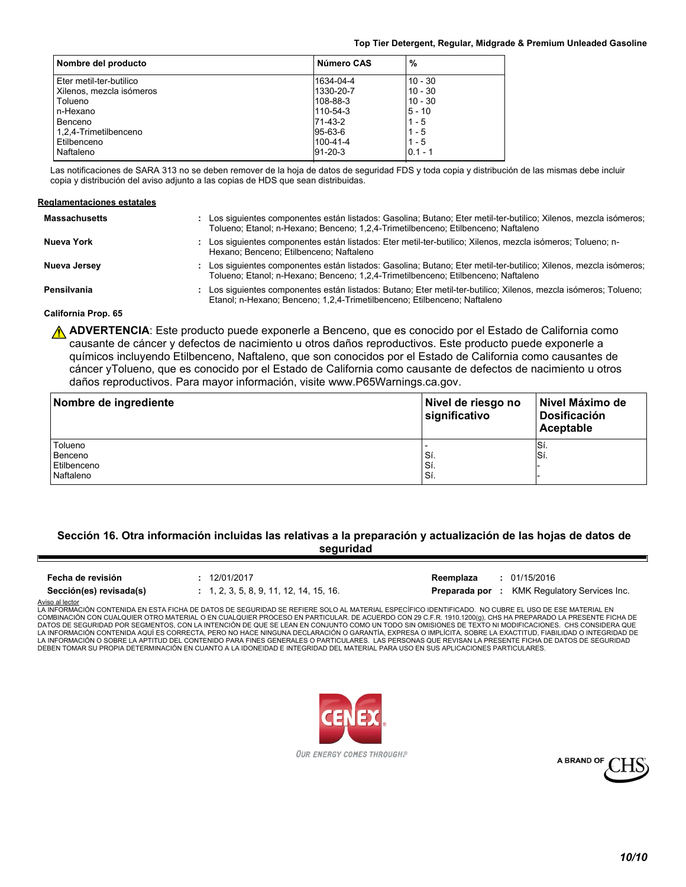| Nombre del producto | Número CAS | % |
|---|---|---|
| Eter metil-ter-butilico | 1634-04-4 | 10 - 30 |
| Xilenos, mezcla isómeros | 1330-20-7 | 10 - 30 |
| Tolueno | 108-88-3 | 10 - 30 |
| n-Hexano | 110-54-3 | 5 - 10 |
| Benceno | 71-43-2 | 1 - 5 |
| 1,2,4-Trimetilbenceno | 95-63-6 | 1 - 5 |
| Etilbenceno | 100-41-4 | 1 - 5 |
| Naftaleno | 91-20-3 | 0.1 - 1 |

Las notificaciones de SARA 313 no se deben remover de la hoja de datos de seguridad FDS y toda copia y distribución de las mismas debe incluir copia y distribución del aviso adjunto a las copias de HDS que sean distribuidas.

**Reglamentaciones estatales**

**Massachusetts** : Los siguientes componentes están listados: Gasolina; Butano; Eter metil-ter-butilico; Xilenos, mezcla isómeros; Tolueno; Etanol; n-Hexano; Benceno; 1,2,4-Trimetilbenceno; Etilbenceno; Naftaleno

**Nueva York** : Los siguientes componentes están listados: Eter metil-ter-butilico; Xilenos, mezcla isómeros; Tolueno; n-Hexano; Benceno; Etilbenceno; Naftaleno

**Nueva Jersey** : Los siguientes componentes están listados: Gasolina; Butano; Eter metil-ter-butilico; Xilenos, mezcla isómeros; Tolueno; Etanol; n-Hexano; Benceno; 1,2,4-Trimetilbenceno; Etilbenceno; Naftaleno

**Pensilvania** : Los siguientes componentes están listados: Butano; Eter metil-ter-butilico; Xilenos, mezcla isómeros; Tolueno; Etanol; n-Hexano; Benceno; 1,2,4-Trimetilbenceno; Etilbenceno; Naftaleno

**California Prop. 65**

⚠ **ADVERTENCIA**: Este producto puede exponerle a Benceno, que es conocido por el Estado de California como causante de cáncer y defectos de nacimiento u otros daños reproductivos. Este producto puede exponerle a químicos incluyendo Etilbenceno, Naftaleno, que son conocidos por el Estado de California como causantes de cáncer yTolueno, que es conocido por el Estado de California como causante de defectos de nacimiento u otros daños reproductivos. Para mayor información, visite www.P65Warnings.ca.gov.

| Nombre de ingrediente | Nivel de riesgo no significativo | Nivel Máximo de Dosificación Aceptable |
|---|---|---|
| Tolueno | - | Sí. |
| Benceno | Sí. | Sí. |
| Etilbenceno | Sí. | - |
| Naftaleno | Sí. | - |

## Sección 16. Otra información incluidas las relativas a la preparación y actualización de las hojas de datos de seguridad

**Fecha de revisión** : 12/01/2017

**Reemplaza** : 01/15/2016

**Sección(es) revisada(s)** : 1, 2, 3, 5, 8, 9, 11, 12, 14, 15, 16.

**Preparada por** : KMK Regulatory Services Inc.

Aviso al lector

LA INFORMACIÓN CONTENIDA EN ESTA FICHA DE DATOS DE SEGURIDAD SE REFIERE SOLO AL MATERIAL ESPECÍFICO IDENTIFICADO. NO CUBRE EL USO DE ESE MATERIAL EN COMBINACIÓN CON CUALQUIER OTRO MATERIAL O EN CUALQUIER PROCESO EN PARTICULAR. DE ACUERDO CON 29 C.F.R. 1910.1200(g), CHS HA PREPARADO LA PRESENTE FICHA DE DATOS DE SEGURIDAD POR SEGMENTOS, CON LA INTENCIÓN DE QUE SE LEAN EN CONJUNTO COMO UN TODO SIN OMISIONES DE TEXTO NI MODIFICACIONES. CHS CONSIDERA QUE LA INFORMACIÓN CONTENIDA AQUÍ ES CORRECTA, PERO NO HACE NINGUNA DECLARACIÓN O GARANTÍA, EXPRESA O IMPLÍCITA, SOBRE LA EXACTITUD, FIABILIDAD O INTEGRIDAD DE LA INFORMACIÓN O SOBRE LA APTITUD DEL CONTENIDO PARA FINES GENERALES O PARTICULARES. LAS PERSONAS QUE REVISAN LA PRESENTE FICHA DE DATOS DE SEGURIDAD DEBEN TOMAR SU PROPIA DETERMINACIÓN EN CUANTO A LA IDONEIDAD E INTEGRIDAD DEL MATERIAL PARA USO EN SUS APLICACIONES PARTICULARES.

CENEX®

OUR ENERGY COMES THROUGH®

A BRAND OF CHS®